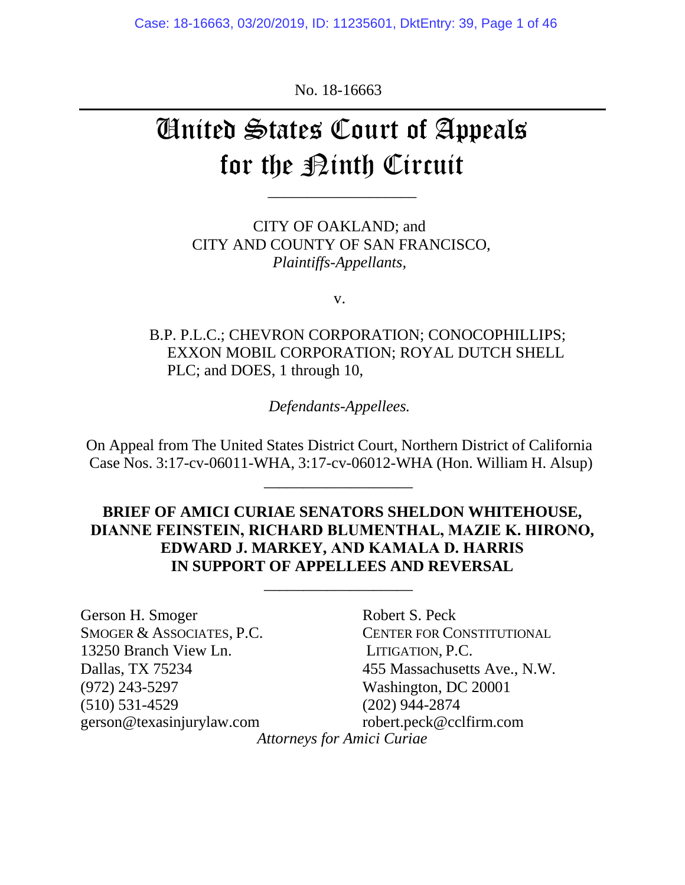No. 18-16663

# United States Court of Appeals for the Ninth Circuit

CITY OF OAKLAND; and
CITY AND COUNTY OF SAN FRANCISCO,
*Plaintiffs-Appellants,*

v.

B.P. P.L.C.; CHEVRON CORPORATION; CONOCOPHILLIPS; EXXON MOBIL CORPORATION; ROYAL DUTCH SHELL PLC; and DOES, 1 through 10,

*Defendants-Appellees.*

On Appeal from The United States District Court, Northern District of California
Case Nos. 3:17-cv-06011-WHA, 3:17-cv-06012-WHA (Hon. William H. Alsup)

**BRIEF OF AMICI CURIAE SENATORS SHELDON WHITEHOUSE, DIANNE FEINSTEIN, RICHARD BLUMENTHAL, MAZIE K. HIRONO, EDWARD J. MARKEY, AND KAMALA D. HARRIS IN SUPPORT OF APPELLEES AND REVERSAL**

Gerson H. Smoger
SMOGER & ASSOCIATES, P.C.
13250 Branch View Ln.
Dallas, TX 75234
(972) 243-5297
(510) 531-4529
gerson@texasinjurylaw.com

Robert S. Peck
CENTER FOR CONSTITUTIONAL LITIGATION, P.C.
455 Massachusetts Ave., N.W.
Washington, DC 20001
(202) 944-2874
robert.peck@cclfirm.com

*Attorneys for Amici Curiae*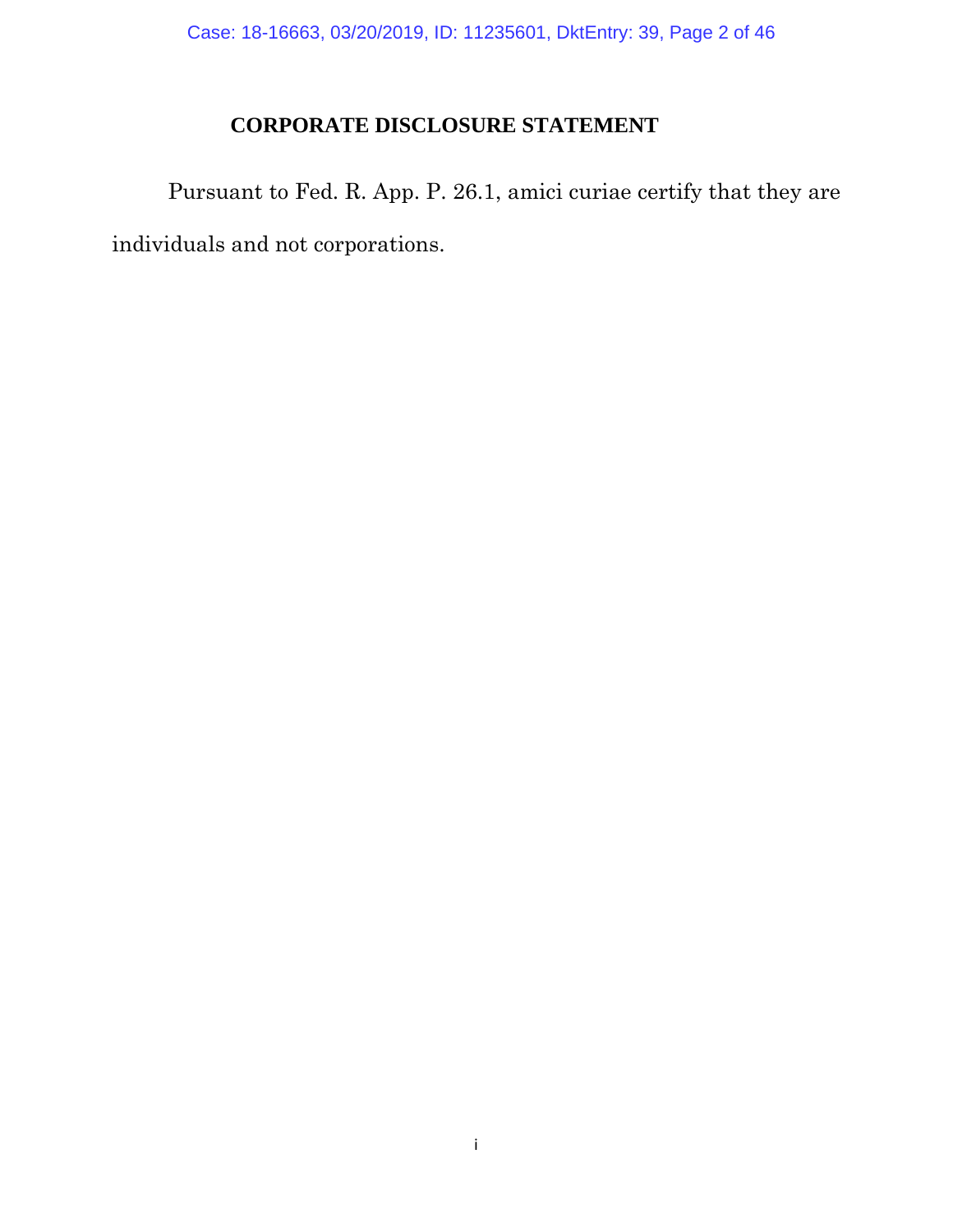## CORPORATE DISCLOSURE STATEMENT

Pursuant to Fed. R. App. P. 26.1, amici curiae certify that they are individuals and not corporations.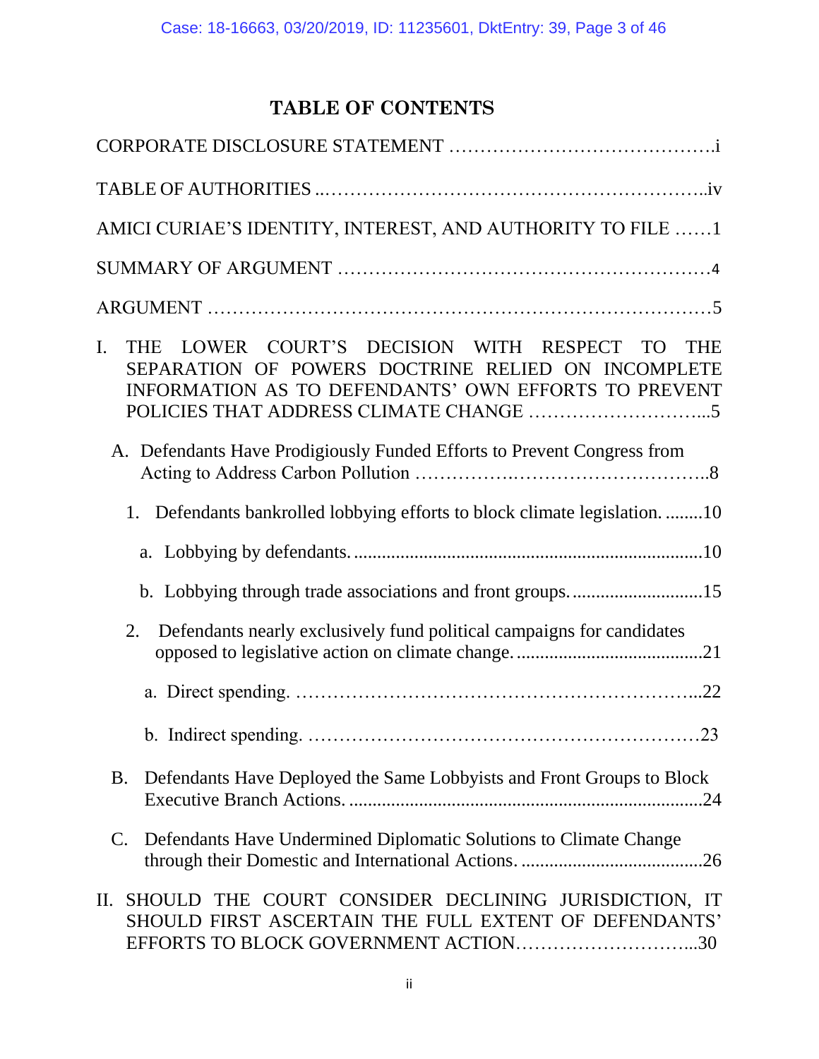# TABLE OF CONTENTS

CORPORATE DISCLOSURE STATEMENT ……………………………………i

TABLE OF AUTHORITIES ..……………………………………………………..iv

AMICI CURIAE'S IDENTITY, INTEREST, AND AUTHORITY TO FILE ……1

SUMMARY OF ARGUMENT ……………………………………………………4

ARGUMENT ……………………………………………………………………5

I. THE LOWER COURT'S DECISION WITH RESPECT TO THE SEPARATION OF POWERS DOCTRINE RELIED ON INCOMPLETE INFORMATION AS TO DEFENDANTS' OWN EFFORTS TO PREVENT POLICIES THAT ADDRESS CLIMATE CHANGE ………………………...5

  A. Defendants Have Prodigiously Funded Efforts to Prevent Congress from Acting to Address Carbon Pollution …………….…………………………..8

    1. Defendants bankrolled lobbying efforts to block climate legislation. ........10

      a. Lobbying by defendants. .........................................................................10

      b. Lobbying through trade associations and front groups. ...........................15

    2. Defendants nearly exclusively fund political campaigns for candidates opposed to legislative action on climate change. .......................................21

      a. Direct spending. …………………………………………………………...22

      b. Indirect spending. …………………………………………………………23

  B. Defendants Have Deployed the Same Lobbyists and Front Groups to Block Executive Branch Actions. ........................................................................24

  C. Defendants Have Undermined Diplomatic Solutions to Climate Change through their Domestic and International Actions. ......................................26

II. SHOULD THE COURT CONSIDER DECLINING JURISDICTION, IT SHOULD FIRST ASCERTAIN THE FULL EXTENT OF DEFENDANTS' EFFORTS TO BLOCK GOVERNMENT ACTION………………………...30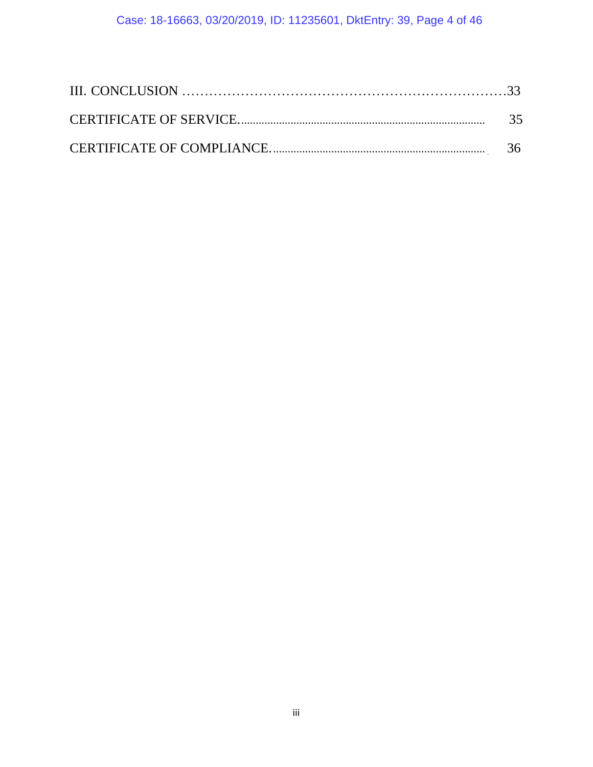III. CONCLUSION ....................................................................33

CERTIFICATE OF SERVICE.................................................................... 35

CERTIFICATE OF COMPLIANCE............................................................ 36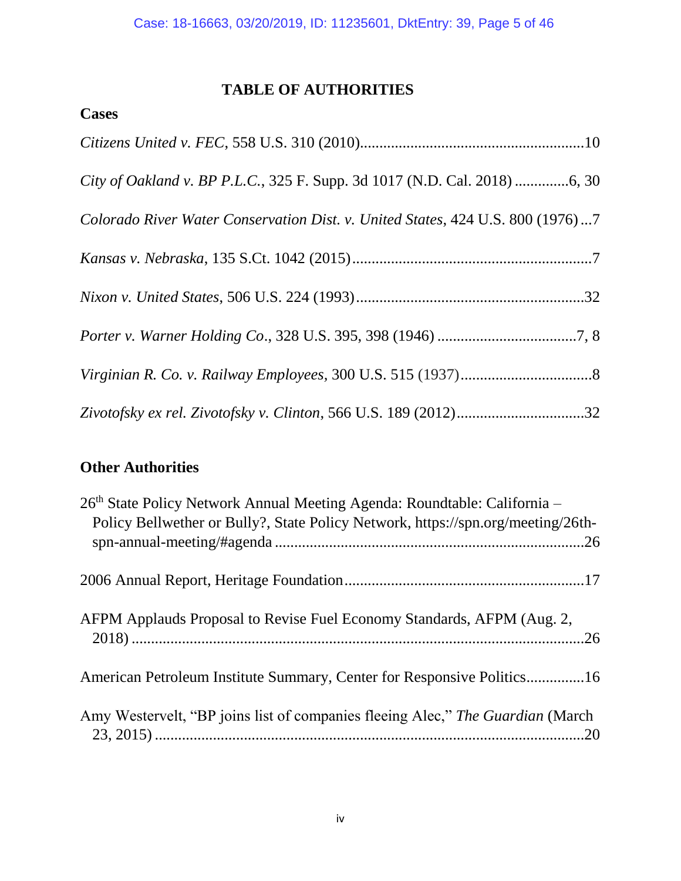# TABLE OF AUTHORITIES

## Cases

*Citizens United v. FEC*, 558 U.S. 310 (2010)..........................................................10

*City of Oakland v. BP P.L.C.*, 325 F. Supp. 3d 1017 (N.D. Cal. 2018) .............6, 30

*Colorado River Water Conservation Dist. v. United States*, 424 U.S. 800 (1976) ...7

*Kansas v. Nebraska*, 135 S.Ct. 1042 (2015)..............................................................7

*Nixon v. United States*, 506 U.S. 224 (1993)...........................................................32

*Porter v. Warner Holding Co.*, 328 U.S. 395, 398 (1946) ....................................7, 8

*Virginian R. Co. v. Railway Employees*, 300 U.S. 515 (1937)..................................8

*Zivotofsky ex rel. Zivotofsky v. Clinton*, 566 U.S. 189 (2012).................................32

## Other Authorities

26th State Policy Network Annual Meeting Agenda: Roundtable: California – Policy Bellwether or Bully?, State Policy Network, https://spn.org/meeting/26th-spn-annual-meeting/#agenda ................................................................................26

2006 Annual Report, Heritage Foundation..............................................................17

AFPM Applauds Proposal to Revise Fuel Economy Standards, AFPM (Aug. 2, 2018) ......................................................................................................................26

American Petroleum Institute Summary, Center for Responsive Politics...............16

Amy Westervelt, "BP joins list of companies fleeing Alec," *The Guardian* (March 23, 2015) ...............................................................................................................20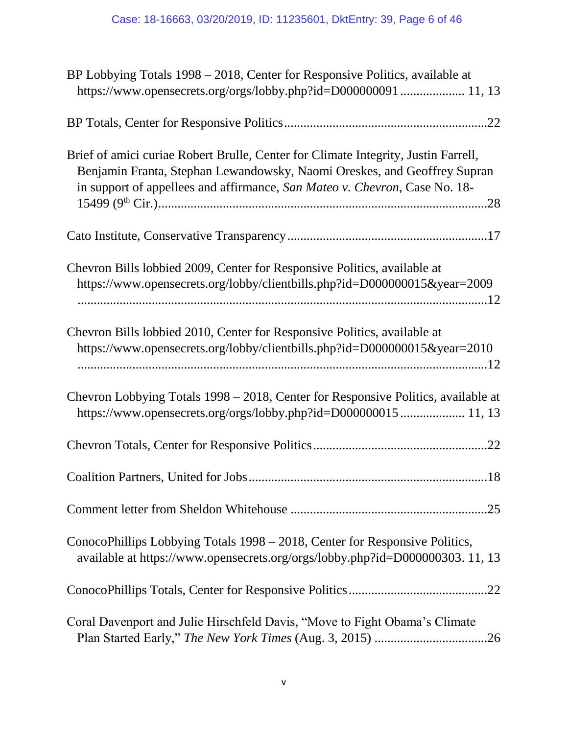BP Lobbying Totals 1998 – 2018, Center for Responsive Politics, available at https://www.opensecrets.org/orgs/lobby.php?id=D000000091 .................... 11, 13

BP Totals, Center for Responsive Politics ..............................................................22

Brief of amici curiae Robert Brulle, Center for Climate Integrity, Justin Farrell, Benjamin Franta, Stephan Lewandowsky, Naomi Oreskes, and Geoffrey Supran in support of appellees and affirmance, *San Mateo v. Chevron*, Case No. 18-15499 (9th Cir.) ....................................................................................................28

Cato Institute, Conservative Transparency .............................................................17

Chevron Bills lobbied 2009, Center for Responsive Politics, available at https://www.opensecrets.org/lobby/clientbills.php?id=D000000015&year=2009 ...............................................................................................................12

Chevron Bills lobbied 2010, Center for Responsive Politics, available at https://www.opensecrets.org/lobby/clientbills.php?id=D000000015&year=2010 ...............................................................................................................12

Chevron Lobbying Totals 1998 – 2018, Center for Responsive Politics, available at https://www.opensecrets.org/orgs/lobby.php?id=D000000015 .................... 11, 13

Chevron Totals, Center for Responsive Politics .....................................................22

Coalition Partners, United for Jobs .........................................................................18

Comment letter from Sheldon Whitehouse ............................................................25

ConocoPhillips Lobbying Totals 1998 – 2018, Center for Responsive Politics, available at https://www.opensecrets.org/orgs/lobby.php?id=D000000303. 11, 13

ConocoPhillips Totals, Center for Responsive Politics ..........................................22

Coral Davenport and Julie Hirschfeld Davis, "Move to Fight Obama's Climate Plan Started Early," *The New York Times* (Aug. 3, 2015) ..................................26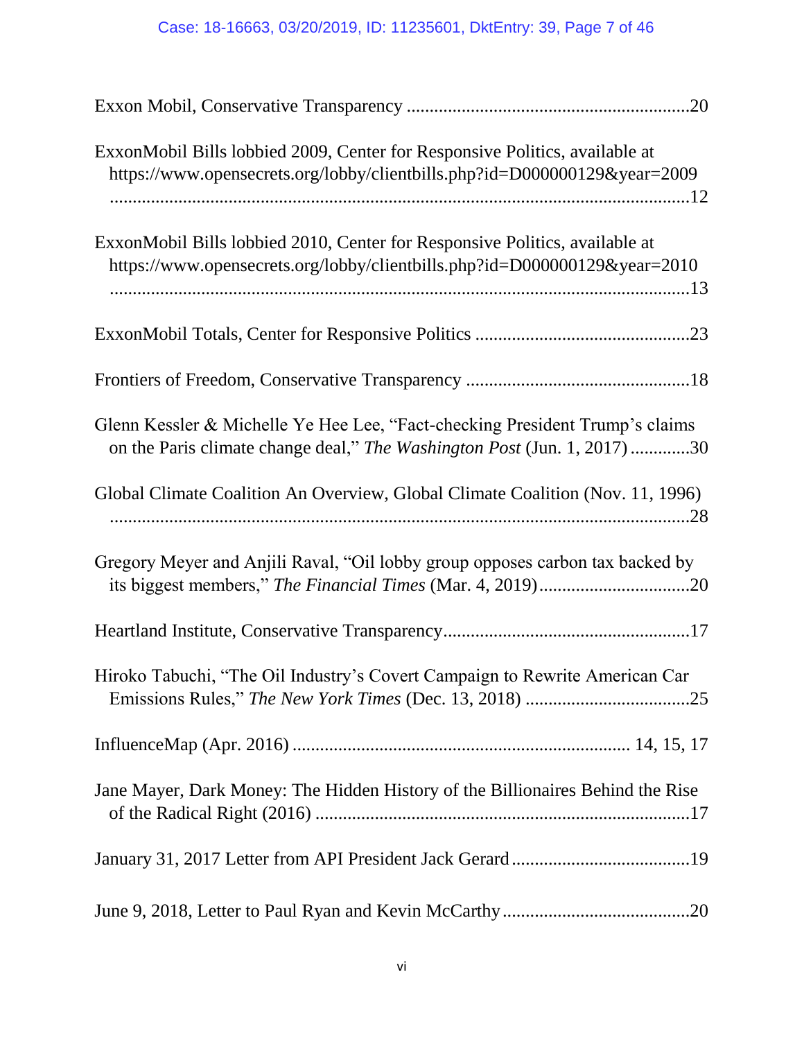Exxon Mobil, Conservative Transparency ............................................................20

ExxonMobil Bills lobbied 2009, Center for Responsive Politics, available at https://www.opensecrets.org/lobby/clientbills.php?id=D000000129&year=2009 ...........................................................................................................................12

ExxonMobil Bills lobbied 2010, Center for Responsive Politics, available at https://www.opensecrets.org/lobby/clientbills.php?id=D000000129&year=2010 ...........................................................................................................................13

ExxonMobil Totals, Center for Responsive Politics ..............................................23

Frontiers of Freedom, Conservative Transparency ................................................18

Glenn Kessler & Michelle Ye Hee Lee, "Fact-checking President Trump's claims on the Paris climate change deal," *The Washington Post* (Jun. 1, 2017) .............30

Global Climate Coalition An Overview, Global Climate Coalition (Nov. 11, 1996) ...........................................................................................................................28

Gregory Meyer and Anjili Raval, "Oil lobby group opposes carbon tax backed by its biggest members," *The Financial Times* (Mar. 4, 2019)................................20

Heartland Institute, Conservative Transparency.....................................................17

Hiroko Tabuchi, "The Oil Industry's Covert Campaign to Rewrite American Car Emissions Rules," *The New York Times* (Dec. 13, 2018) ...................................25

InfluenceMap (Apr. 2016) ........................................................................ 14, 15, 17

Jane Mayer, Dark Money: The Hidden History of the Billionaires Behind the Rise of the Radical Right (2016) .................................................................................17

January 31, 2017 Letter from API President Jack Gerard......................................19

June 9, 2018, Letter to Paul Ryan and Kevin McCarthy.........................................20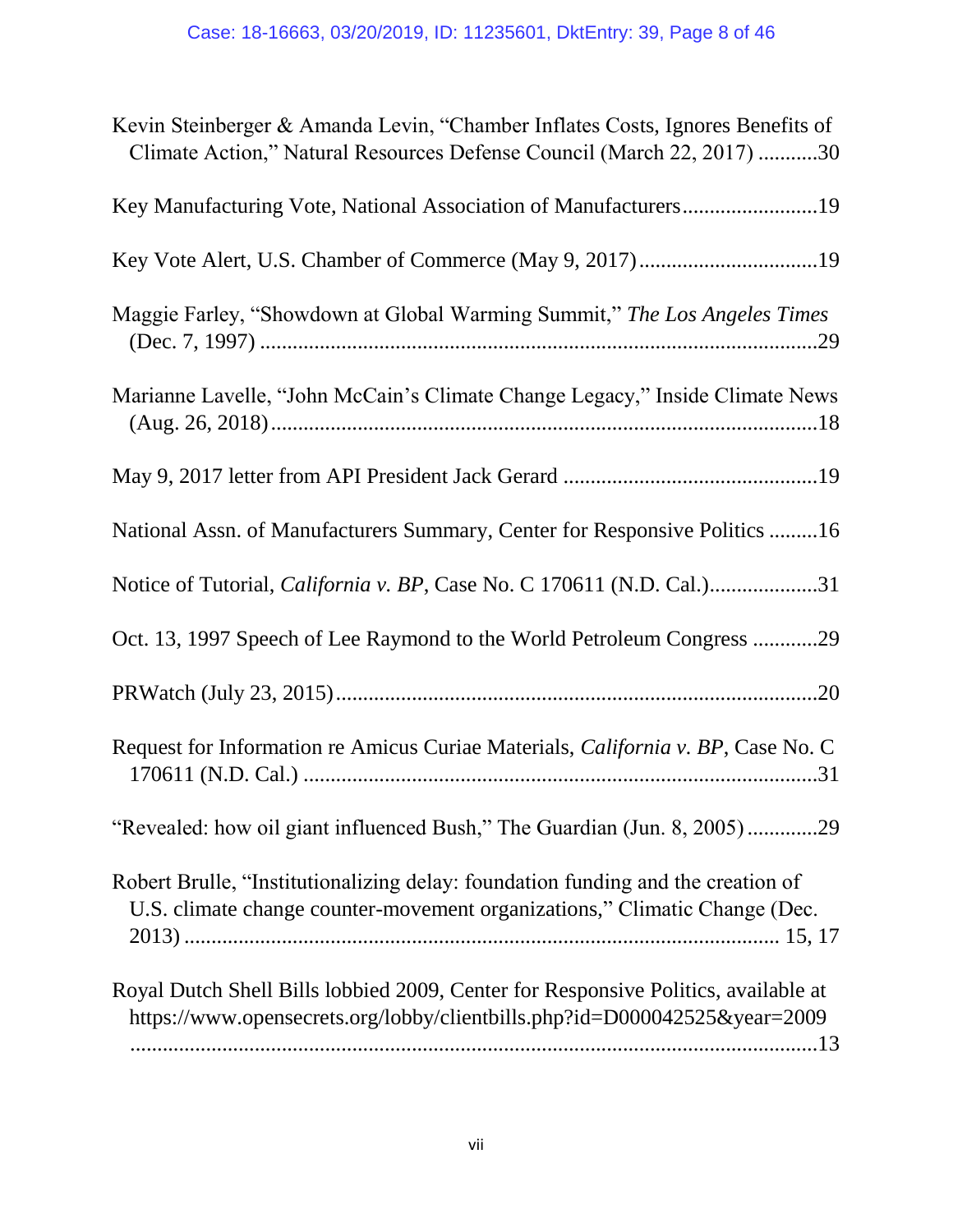Kevin Steinberger & Amanda Levin, "Chamber Inflates Costs, Ignores Benefits of Climate Action," Natural Resources Defense Council (March 22, 2017) ...........30

Key Manufacturing Vote, National Association of Manufacturers.........................19

Key Vote Alert, U.S. Chamber of Commerce (May 9, 2017)................................19

Maggie Farley, "Showdown at Global Warming Summit," *The Los Angeles Times* (Dec. 7, 1997) .....................................................................................................29

Marianne Lavelle, "John McCain's Climate Change Legacy," Inside Climate News (Aug. 26, 2018)....................................................................................................18

May 9, 2017 letter from API President Jack Gerard ..............................................19

National Assn. of Manufacturers Summary, Center for Responsive Politics .........16

Notice of Tutorial, *California v. BP*, Case No. C 170611 (N.D. Cal.)...................31

Oct. 13, 1997 Speech of Lee Raymond to the World Petroleum Congress ............29

PRWatch (July 23, 2015).......................................................................................20

Request for Information re Amicus Curiae Materials, *California v. BP*, Case No. C 170611 (N.D. Cal.) .............................................................................................31

"Revealed: how oil giant influenced Bush," The Guardian (Jun. 8, 2005).............29

Robert Brulle, "Institutionalizing delay: foundation funding and the creation of U.S. climate change counter-movement organizations," Climatic Change (Dec. 2013) ............................................................................................................ 15, 17

Royal Dutch Shell Bills lobbied 2009, Center for Responsive Politics, available at https://www.opensecrets.org/lobby/clientbills.php?id=D000042525&year=2009 ...............................................................................................................13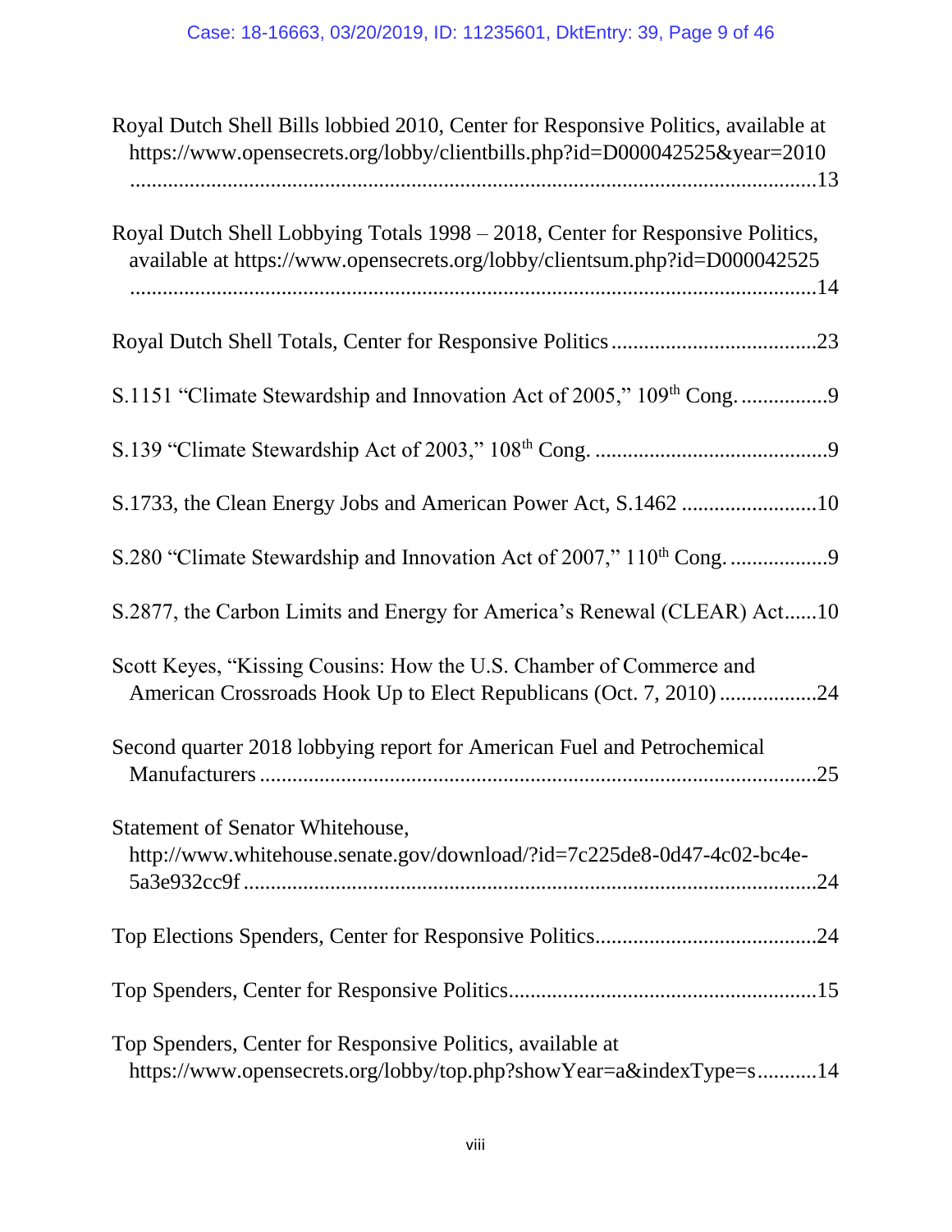Royal Dutch Shell Bills lobbied 2010, Center for Responsive Politics, available at https://www.opensecrets.org/lobby/clientbills.php?id=D000042525&year=2010 ....................................................................................................................13

Royal Dutch Shell Lobbying Totals 1998 – 2018, Center for Responsive Politics, available at https://www.opensecrets.org/lobby/clientsum.php?id=D000042525 ....................................................................................................................14

Royal Dutch Shell Totals, Center for Responsive Politics ......................................23

S.1151 "Climate Stewardship and Innovation Act of 2005," 109th Cong. ................9

S.139 "Climate Stewardship Act of 2003," 108th Cong. ...........................................9

S.1733, the Clean Energy Jobs and American Power Act, S.1462 .........................10

S.280 "Climate Stewardship and Innovation Act of 2007," 110th Cong. ..................9

S.2877, the Carbon Limits and Energy for America's Renewal (CLEAR) Act......10

Scott Keyes, "Kissing Cousins: How the U.S. Chamber of Commerce and American Crossroads Hook Up to Elect Republicans (Oct. 7, 2010) ..................24

Second quarter 2018 lobbying report for American Fuel and Petrochemical Manufacturers .......................................................................................................25

Statement of Senator Whitehouse, http://www.whitehouse.senate.gov/download/?id=7c225de8-0d47-4c02-bc4e-5a3e932cc9f .........................................................................................................24

Top Elections Spenders, Center for Responsive Politics.........................................24

Top Spenders, Center for Responsive Politics.........................................................15

Top Spenders, Center for Responsive Politics, available at https://www.opensecrets.org/lobby/top.php?showYear=a&indexType=s...........14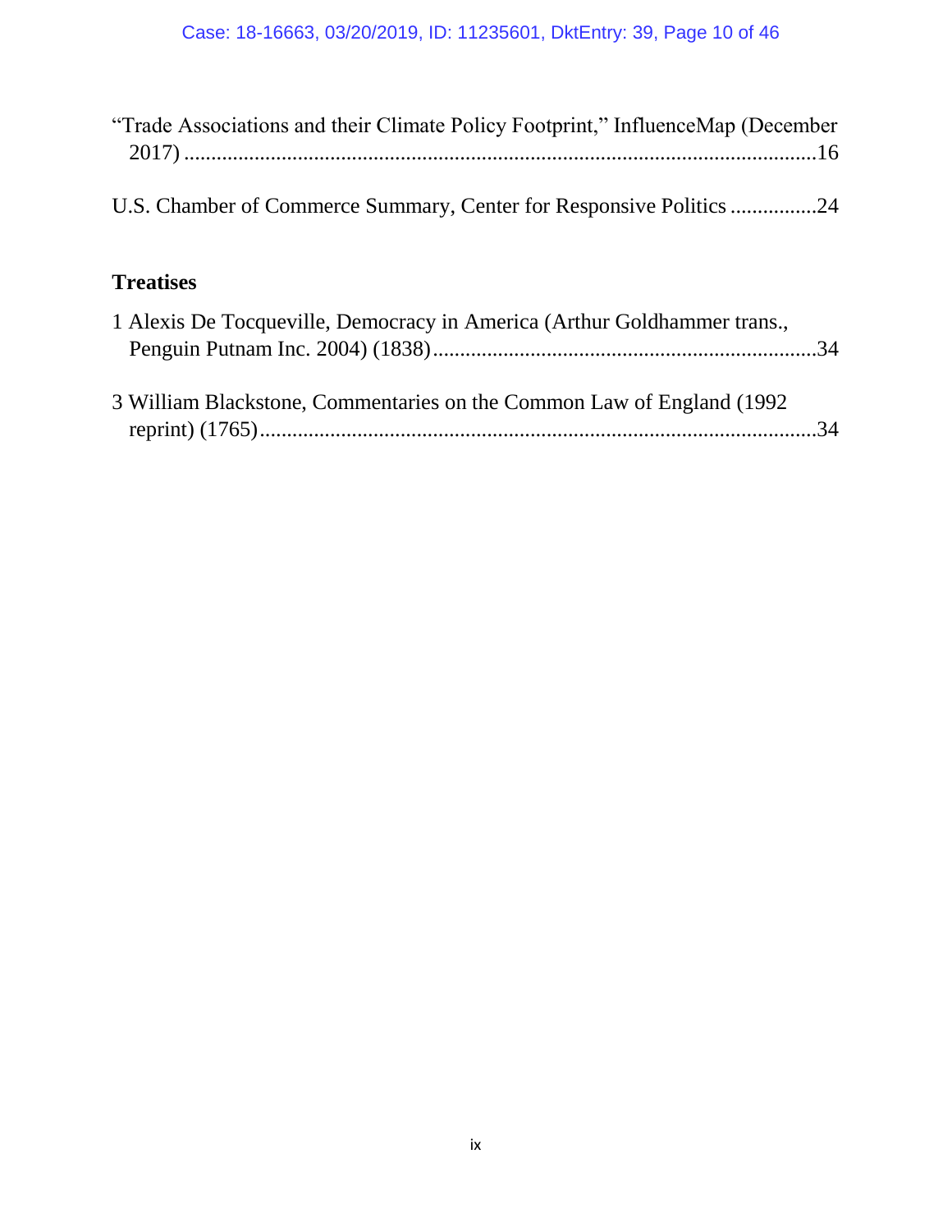"Trade Associations and their Climate Policy Footprint," InfluenceMap (December 2017) ....................................................................................................16

U.S. Chamber of Commerce Summary, Center for Responsive Politics ................24

**Treatises**

1 Alexis De Tocqueville, Democracy in America (Arthur Goldhammer trans., Penguin Putnam Inc. 2004) (1838).....................................................................34

3 William Blackstone, Commentaries on the Common Law of England (1992 reprint) (1765).....................................................................................................34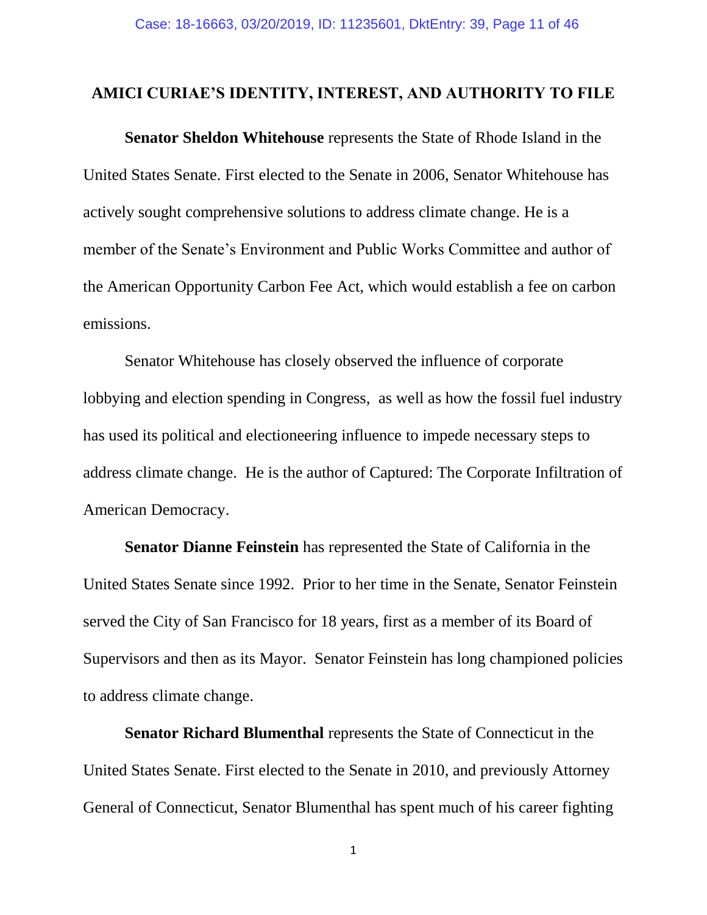## AMICI CURIAE'S IDENTITY, INTEREST, AND AUTHORITY TO FILE

**Senator Sheldon Whitehouse** represents the State of Rhode Island in the United States Senate. First elected to the Senate in 2006, Senator Whitehouse has actively sought comprehensive solutions to address climate change. He is a member of the Senate's Environment and Public Works Committee and author of the American Opportunity Carbon Fee Act, which would establish a fee on carbon emissions.

Senator Whitehouse has closely observed the influence of corporate lobbying and election spending in Congress, as well as how the fossil fuel industry has used its political and electioneering influence to impede necessary steps to address climate change. He is the author of Captured: The Corporate Infiltration of American Democracy.

**Senator Dianne Feinstein** has represented the State of California in the United States Senate since 1992. Prior to her time in the Senate, Senator Feinstein served the City of San Francisco for 18 years, first as a member of its Board of Supervisors and then as its Mayor. Senator Feinstein has long championed policies to address climate change.

**Senator Richard Blumenthal** represents the State of Connecticut in the United States Senate. First elected to the Senate in 2010, and previously Attorney General of Connecticut, Senator Blumenthal has spent much of his career fighting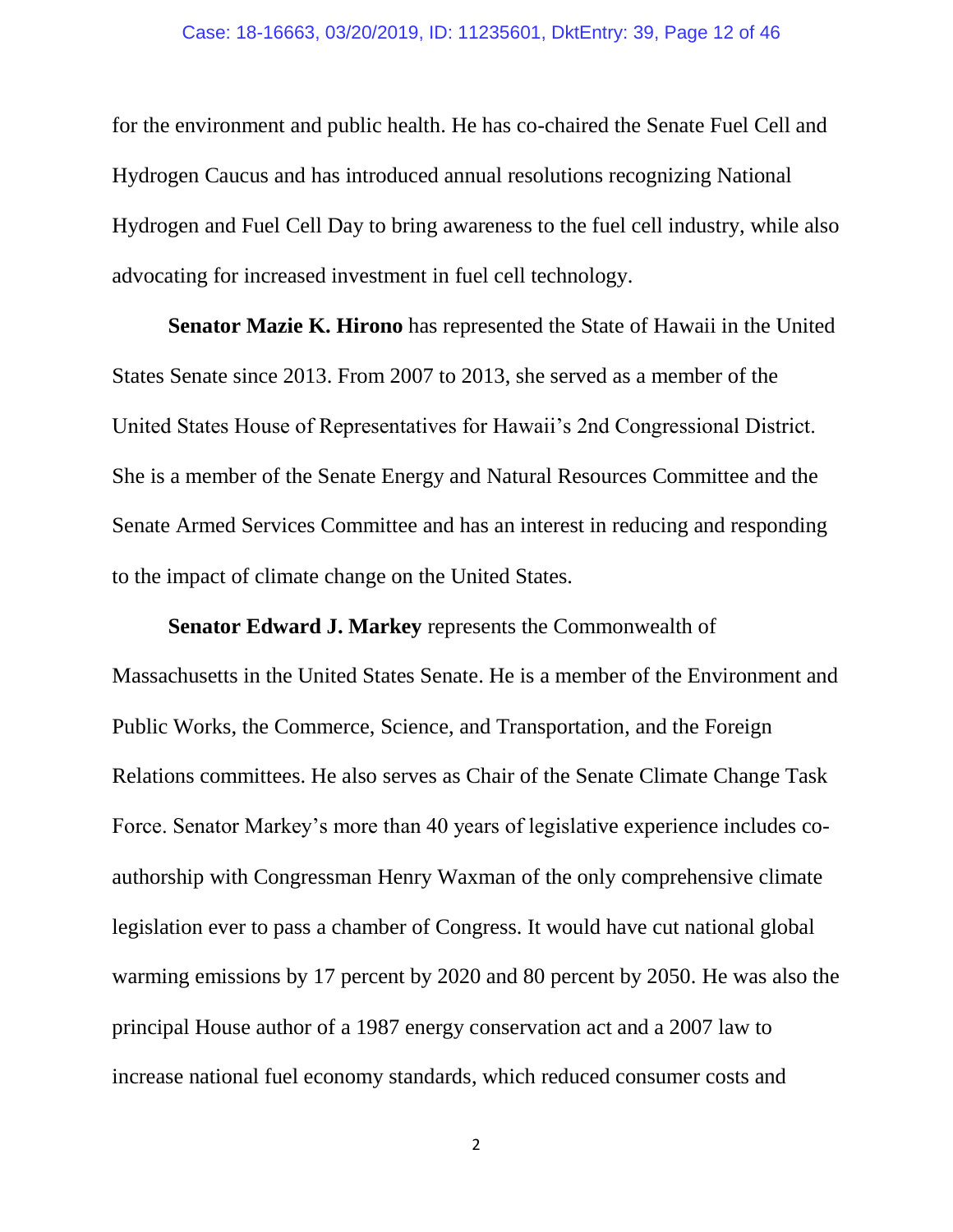for the environment and public health. He has co-chaired the Senate Fuel Cell and Hydrogen Caucus and has introduced annual resolutions recognizing National Hydrogen and Fuel Cell Day to bring awareness to the fuel cell industry, while also advocating for increased investment in fuel cell technology.

**Senator Mazie K. Hirono** has represented the State of Hawaii in the United States Senate since 2013. From 2007 to 2013, she served as a member of the United States House of Representatives for Hawaii's 2nd Congressional District. She is a member of the Senate Energy and Natural Resources Committee and the Senate Armed Services Committee and has an interest in reducing and responding to the impact of climate change on the United States.

**Senator Edward J. Markey** represents the Commonwealth of Massachusetts in the United States Senate. He is a member of the Environment and Public Works, the Commerce, Science, and Transportation, and the Foreign Relations committees. He also serves as Chair of the Senate Climate Change Task Force. Senator Markey's more than 40 years of legislative experience includes co-authorship with Congressman Henry Waxman of the only comprehensive climate legislation ever to pass a chamber of Congress. It would have cut national global warming emissions by 17 percent by 2020 and 80 percent by 2050. He was also the principal House author of a 1987 energy conservation act and a 2007 law to increase national fuel economy standards, which reduced consumer costs and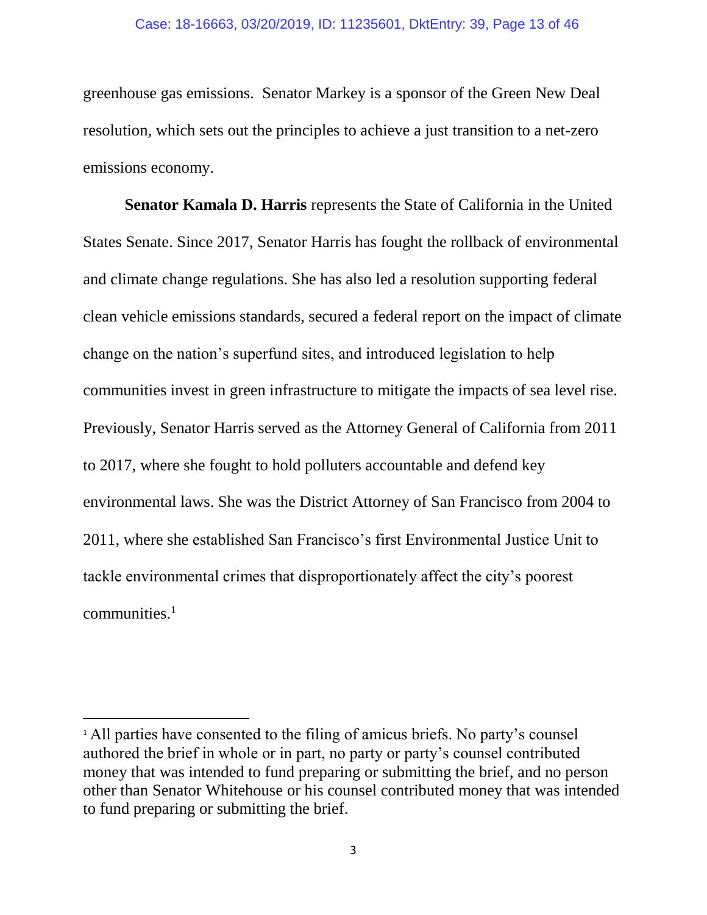greenhouse gas emissions. Senator Markey is a sponsor of the Green New Deal resolution, which sets out the principles to achieve a just transition to a net-zero emissions economy.

**Senator Kamala D. Harris** represents the State of California in the United States Senate. Since 2017, Senator Harris has fought the rollback of environmental and climate change regulations. She has also led a resolution supporting federal clean vehicle emissions standards, secured a federal report on the impact of climate change on the nation's superfund sites, and introduced legislation to help communities invest in green infrastructure to mitigate the impacts of sea level rise. Previously, Senator Harris served as the Attorney General of California from 2011 to 2017, where she fought to hold polluters accountable and defend key environmental laws. She was the District Attorney of San Francisco from 2004 to 2011, where she established San Francisco's first Environmental Justice Unit to tackle environmental crimes that disproportionately affect the city's poorest communities.[1]

---

[1] All parties have consented to the filing of amicus briefs. No party's counsel authored the brief in whole or in part, no party or party's counsel contributed money that was intended to fund preparing or submitting the brief, and no person other than Senator Whitehouse or his counsel contributed money that was intended to fund preparing or submitting the brief.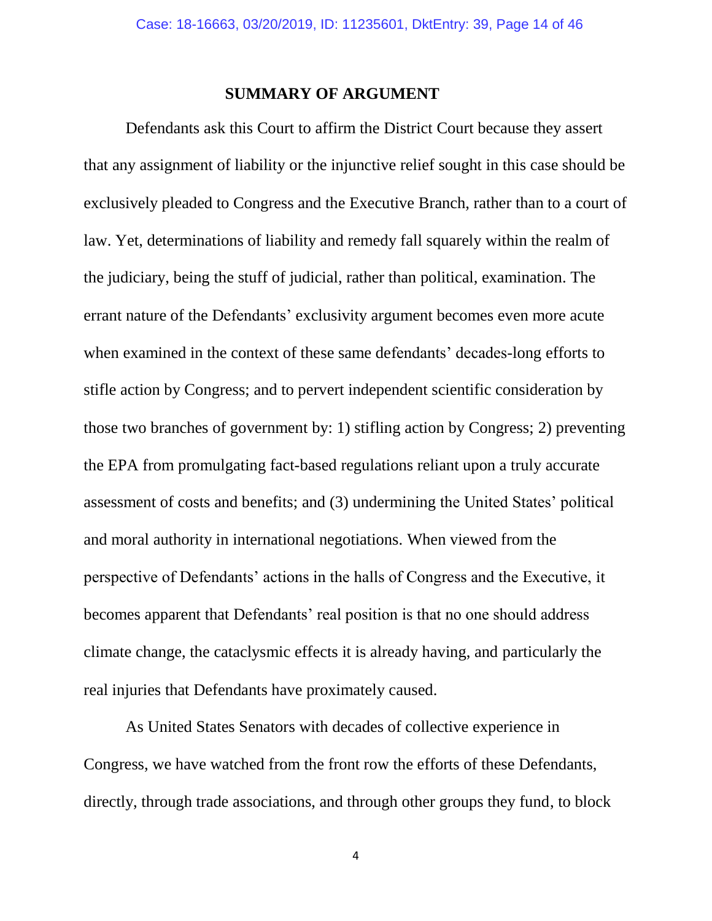## SUMMARY OF ARGUMENT

Defendants ask this Court to affirm the District Court because they assert that any assignment of liability or the injunctive relief sought in this case should be exclusively pleaded to Congress and the Executive Branch, rather than to a court of law. Yet, determinations of liability and remedy fall squarely within the realm of the judiciary, being the stuff of judicial, rather than political, examination. The errant nature of the Defendants' exclusivity argument becomes even more acute when examined in the context of these same defendants' decades-long efforts to stifle action by Congress; and to pervert independent scientific consideration by those two branches of government by: 1) stifling action by Congress; 2) preventing the EPA from promulgating fact-based regulations reliant upon a truly accurate assessment of costs and benefits; and (3) undermining the United States' political and moral authority in international negotiations. When viewed from the perspective of Defendants' actions in the halls of Congress and the Executive, it becomes apparent that Defendants' real position is that no one should address climate change, the cataclysmic effects it is already having, and particularly the real injuries that Defendants have proximately caused.

As United States Senators with decades of collective experience in Congress, we have watched from the front row the efforts of these Defendants, directly, through trade associations, and through other groups they fund, to block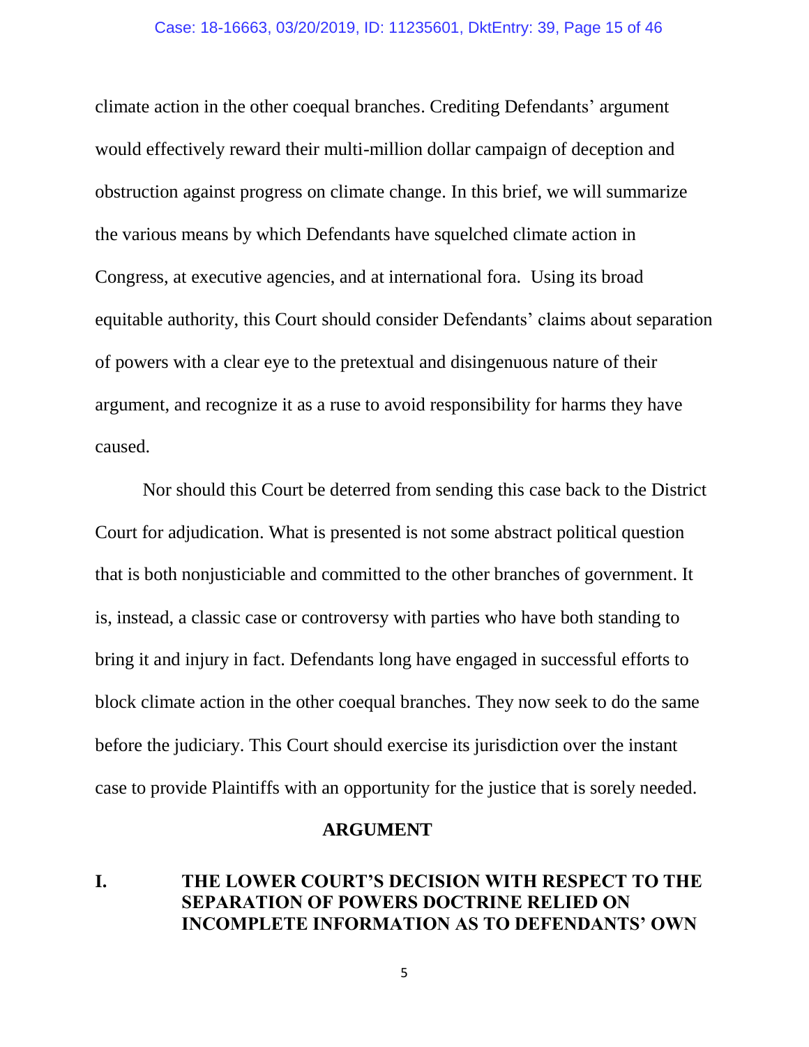climate action in the other coequal branches. Crediting Defendants' argument would effectively reward their multi-million dollar campaign of deception and obstruction against progress on climate change. In this brief, we will summarize the various means by which Defendants have squelched climate action in Congress, at executive agencies, and at international fora. Using its broad equitable authority, this Court should consider Defendants' claims about separation of powers with a clear eye to the pretextual and disingenuous nature of their argument, and recognize it as a ruse to avoid responsibility for harms they have caused.

Nor should this Court be deterred from sending this case back to the District Court for adjudication. What is presented is not some abstract political question that is both nonjusticiable and committed to the other branches of government. It is, instead, a classic case or controversy with parties who have both standing to bring it and injury in fact. Defendants long have engaged in successful efforts to block climate action in the other coequal branches. They now seek to do the same before the judiciary. This Court should exercise its jurisdiction over the instant case to provide Plaintiffs with an opportunity for the justice that is sorely needed.

## ARGUMENT

### I. THE LOWER COURT'S DECISION WITH RESPECT TO THE SEPARATION OF POWERS DOCTRINE RELIED ON INCOMPLETE INFORMATION AS TO DEFENDANTS' OWN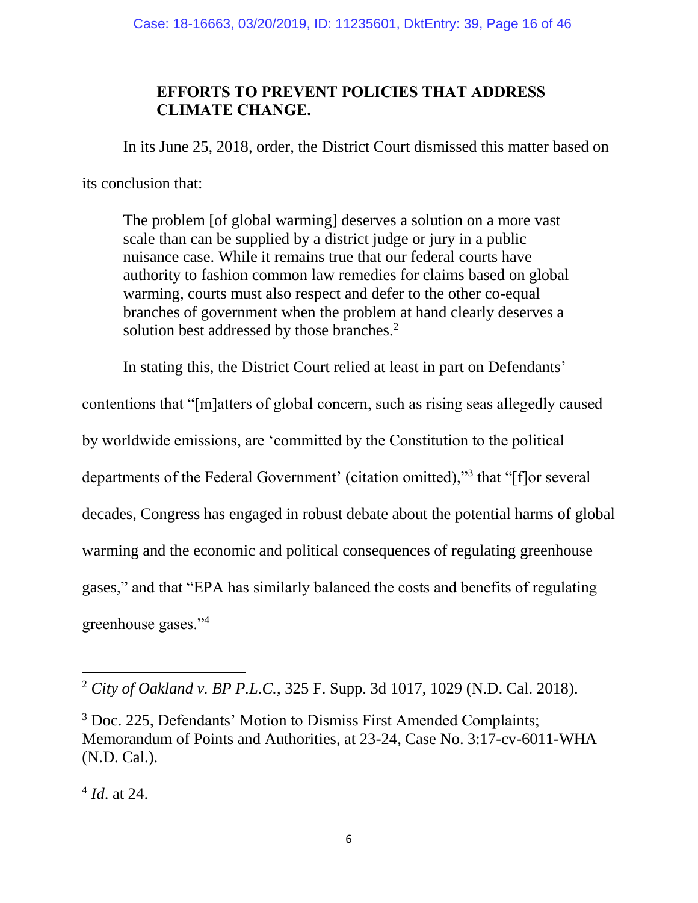**EFFORTS TO PREVENT POLICIES THAT ADDRESS CLIMATE CHANGE.**

In its June 25, 2018, order, the District Court dismissed this matter based on its conclusion that:

> The problem [of global warming] deserves a solution on a more vast scale than can be supplied by a district judge or jury in a public nuisance case. While it remains true that our federal courts have authority to fashion common law remedies for claims based on global warming, courts must also respect and defer to the other co-equal branches of government when the problem at hand clearly deserves a solution best addressed by those branches.[2]

In stating this, the District Court relied at least in part on Defendants' contentions that "[m]atters of global concern, such as rising seas allegedly caused by worldwide emissions, are 'committed by the Constitution to the political departments of the Federal Government' (citation omitted),"[3] that "[f]or several decades, Congress has engaged in robust debate about the potential harms of global warming and the economic and political consequences of regulating greenhouse gases," and that "EPA has similarly balanced the costs and benefits of regulating greenhouse gases."[4]

---

[2] *City of Oakland v. BP P.L.C.*, 325 F. Supp. 3d 1017, 1029 (N.D. Cal. 2018).

[3] Doc. 225, Defendants' Motion to Dismiss First Amended Complaints; Memorandum of Points and Authorities, at 23-24, Case No. 3:17-cv-6011-WHA (N.D. Cal.).

[4] *Id*. at 24.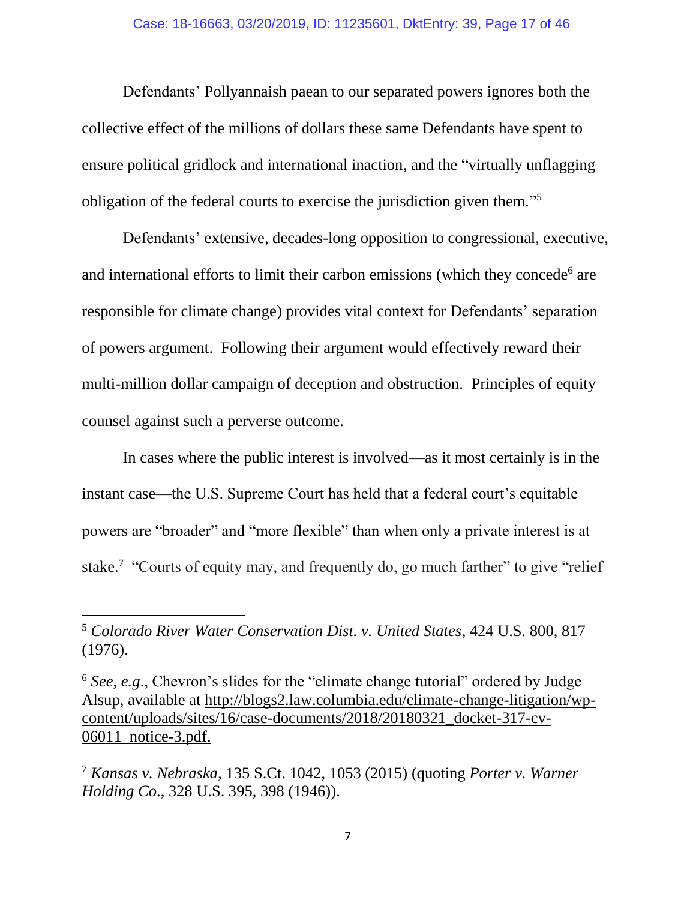Defendants' Pollyannaish paean to our separated powers ignores both the collective effect of the millions of dollars these same Defendants have spent to ensure political gridlock and international inaction, and the "virtually unflagging obligation of the federal courts to exercise the jurisdiction given them."[5]

Defendants' extensive, decades-long opposition to congressional, executive, and international efforts to limit their carbon emissions (which they concede[6] are responsible for climate change) provides vital context for Defendants' separation of powers argument. Following their argument would effectively reward their multi-million dollar campaign of deception and obstruction. Principles of equity counsel against such a perverse outcome.

In cases where the public interest is involved—as it most certainly is in the instant case—the U.S. Supreme Court has held that a federal court's equitable powers are "broader" and "more flexible" than when only a private interest is at stake.[7] "Courts of equity may, and frequently do, go much farther" to give "relief

---

[5] *Colorado River Water Conservation Dist. v. United States*, 424 U.S. 800, 817 (1976).

[6] *See, e.g.*, Chevron's slides for the "climate change tutorial" ordered by Judge Alsup, available at http://blogs2.law.columbia.edu/climate-change-litigation/wp-content/uploads/sites/16/case-documents/2018/20180321_docket-317-cv-06011_notice-3.pdf.

[7] *Kansas v. Nebraska*, 135 S.Ct. 1042, 1053 (2015) (quoting *Porter v. Warner Holding Co*., 328 U.S. 395, 398 (1946)).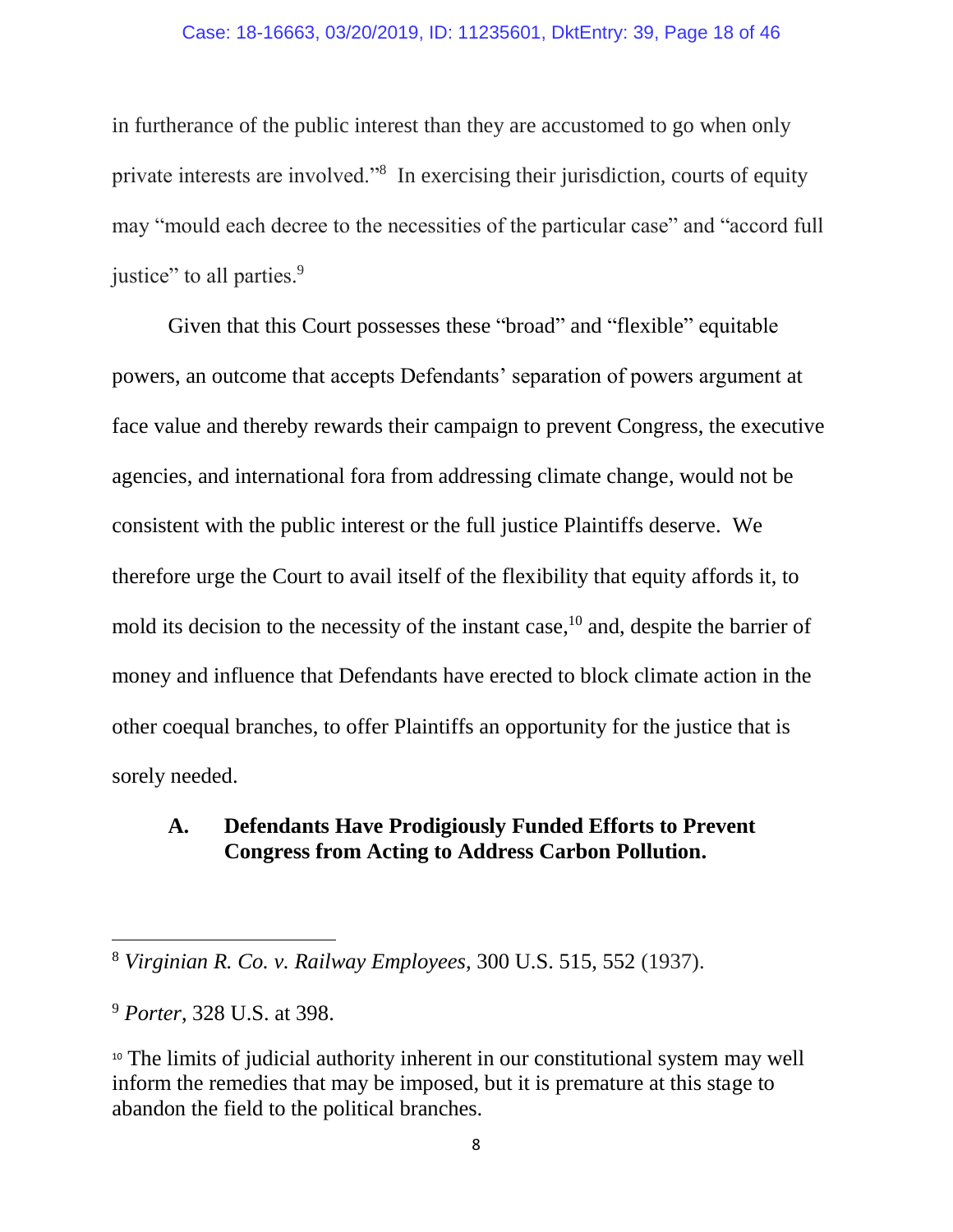in furtherance of the public interest than they are accustomed to go when only private interests are involved."[8] In exercising their jurisdiction, courts of equity may "mould each decree to the necessities of the particular case" and "accord full justice" to all parties.[9]

Given that this Court possesses these "broad" and "flexible" equitable powers, an outcome that accepts Defendants' separation of powers argument at face value and thereby rewards their campaign to prevent Congress, the executive agencies, and international fora from addressing climate change, would not be consistent with the public interest or the full justice Plaintiffs deserve. We therefore urge the Court to avail itself of the flexibility that equity affords it, to mold its decision to the necessity of the instant case,[10] and, despite the barrier of money and influence that Defendants have erected to block climate action in the other coequal branches, to offer Plaintiffs an opportunity for the justice that is sorely needed.

### A. Defendants Have Prodigiously Funded Efforts to Prevent Congress from Acting to Address Carbon Pollution.

---

[8] *Virginian R. Co. v. Railway Employees*, 300 U.S. 515, 552 (1937).

[9] *Porter*, 328 U.S. at 398.

[10] The limits of judicial authority inherent in our constitutional system may well inform the remedies that may be imposed, but it is premature at this stage to abandon the field to the political branches.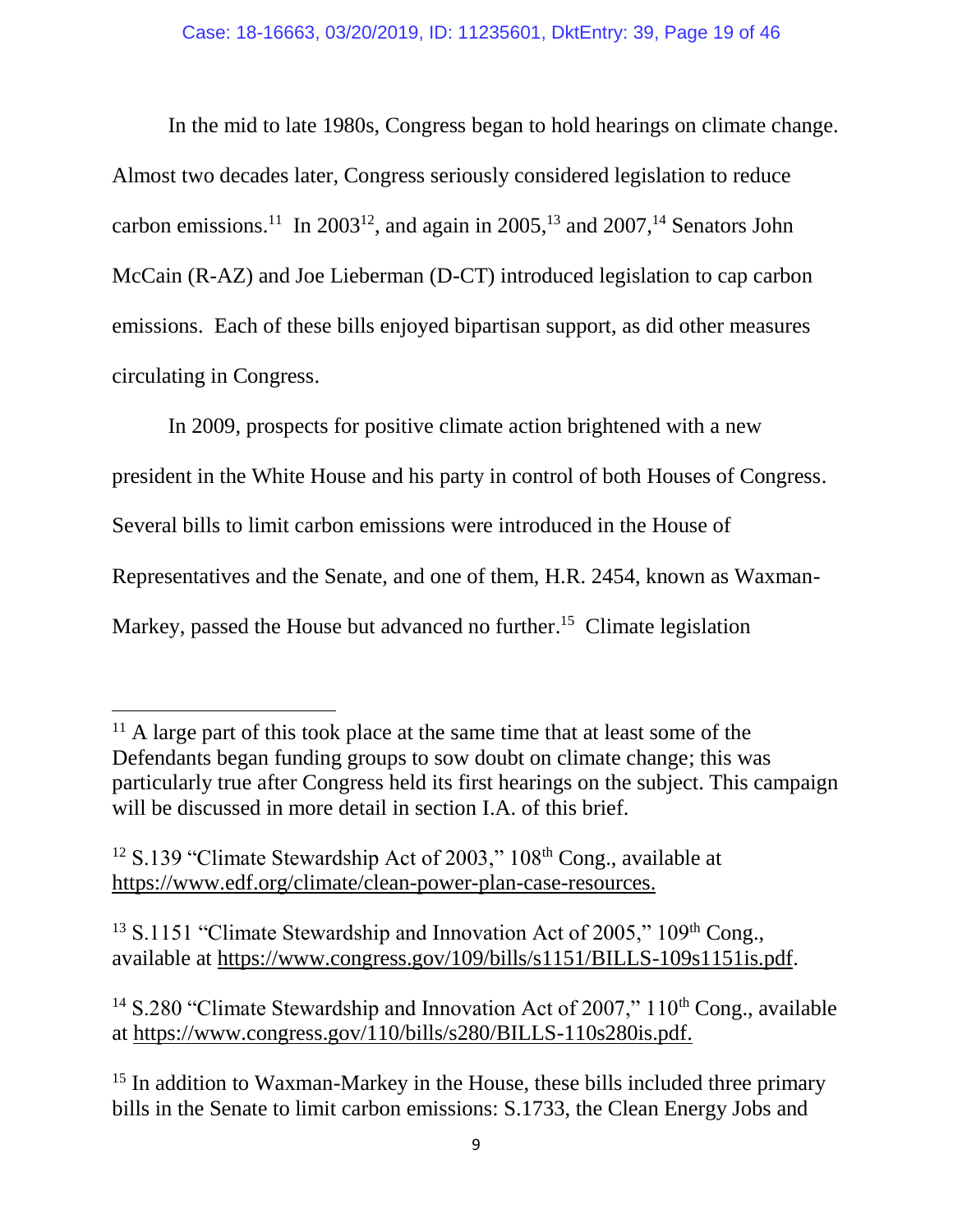In the mid to late 1980s, Congress began to hold hearings on climate change. Almost two decades later, Congress seriously considered legislation to reduce carbon emissions.[11] In 2003[12], and again in 2005,[13] and 2007,[14] Senators John McCain (R-AZ) and Joe Lieberman (D-CT) introduced legislation to cap carbon emissions. Each of these bills enjoyed bipartisan support, as did other measures circulating in Congress.

In 2009, prospects for positive climate action brightened with a new president in the White House and his party in control of both Houses of Congress. Several bills to limit carbon emissions were introduced in the House of Representatives and the Senate, and one of them, H.R. 2454, known as Waxman-Markey, passed the House but advanced no further.[15] Climate legislation

---

[11] A large part of this took place at the same time that at least some of the Defendants began funding groups to sow doubt on climate change; this was particularly true after Congress held its first hearings on the subject. This campaign will be discussed in more detail in section I.A. of this brief.

[12] S.139 "Climate Stewardship Act of 2003," 108th Cong., available at https://www.edf.org/climate/clean-power-plan-case-resources.

[13] S.1151 "Climate Stewardship and Innovation Act of 2005," 109th Cong., available at https://www.congress.gov/109/bills/s1151/BILLS-109s1151is.pdf.

[14] S.280 "Climate Stewardship and Innovation Act of 2007," 110th Cong., available at https://www.congress.gov/110/bills/s280/BILLS-110s280is.pdf.

[15] In addition to Waxman-Markey in the House, these bills included three primary bills in the Senate to limit carbon emissions: S.1733, the Clean Energy Jobs and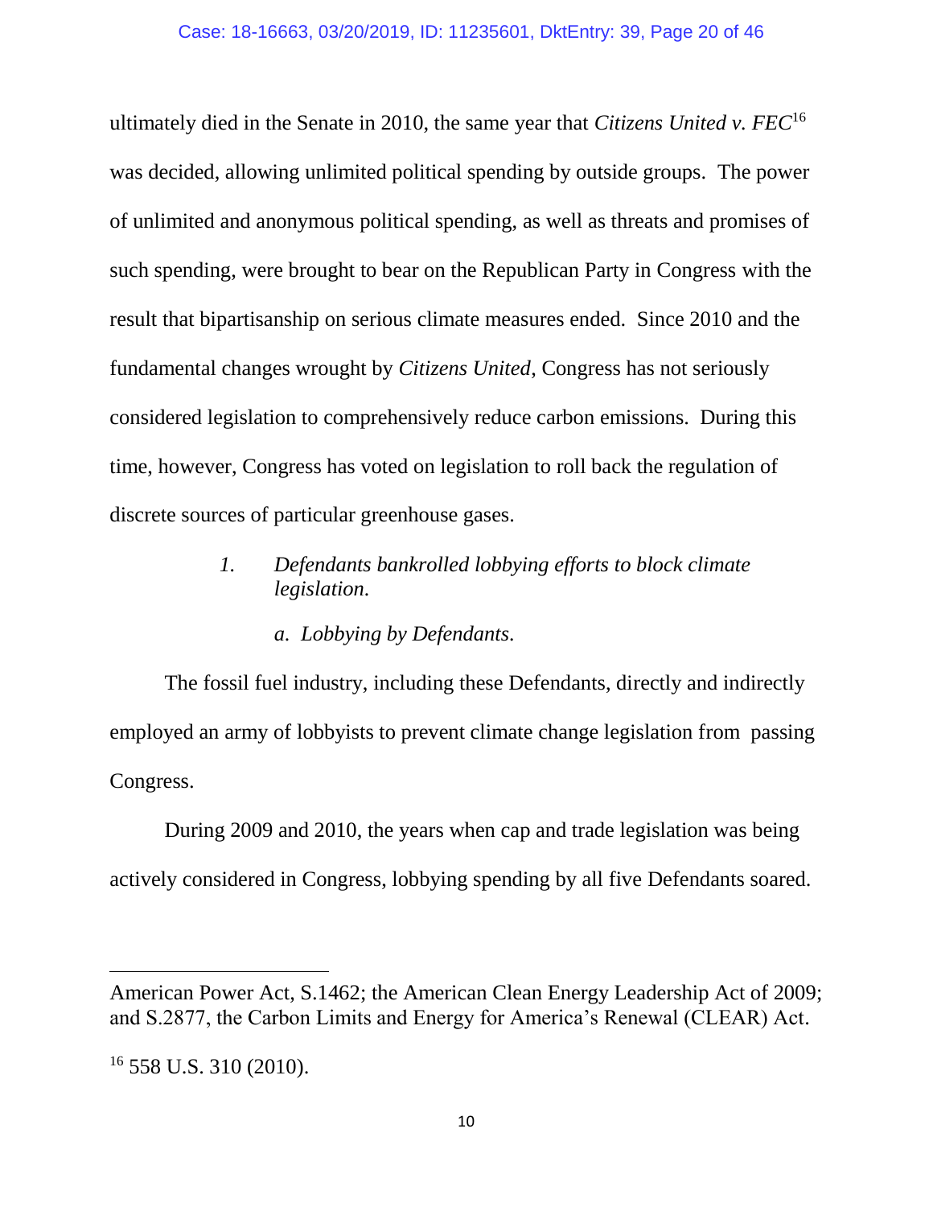ultimately died in the Senate in 2010, the same year that *Citizens United v. FEC*[16] was decided, allowing unlimited political spending by outside groups. The power of unlimited and anonymous political spending, as well as threats and promises of such spending, were brought to bear on the Republican Party in Congress with the result that bipartisanship on serious climate measures ended. Since 2010 and the fundamental changes wrought by *Citizens United*, Congress has not seriously considered legislation to comprehensively reduce carbon emissions. During this time, however, Congress has voted on legislation to roll back the regulation of discrete sources of particular greenhouse gases.

### *1. Defendants bankrolled lobbying efforts to block climate legislation.*

#### *a. Lobbying by Defendants.*

The fossil fuel industry, including these Defendants, directly and indirectly employed an army of lobbyists to prevent climate change legislation from passing Congress.

During 2009 and 2010, the years when cap and trade legislation was being actively considered in Congress, lobbying spending by all five Defendants soared.

---

American Power Act, S.1462; the American Clean Energy Leadership Act of 2009; and S.2877, the Carbon Limits and Energy for America's Renewal (CLEAR) Act.

[16] 558 U.S. 310 (2010).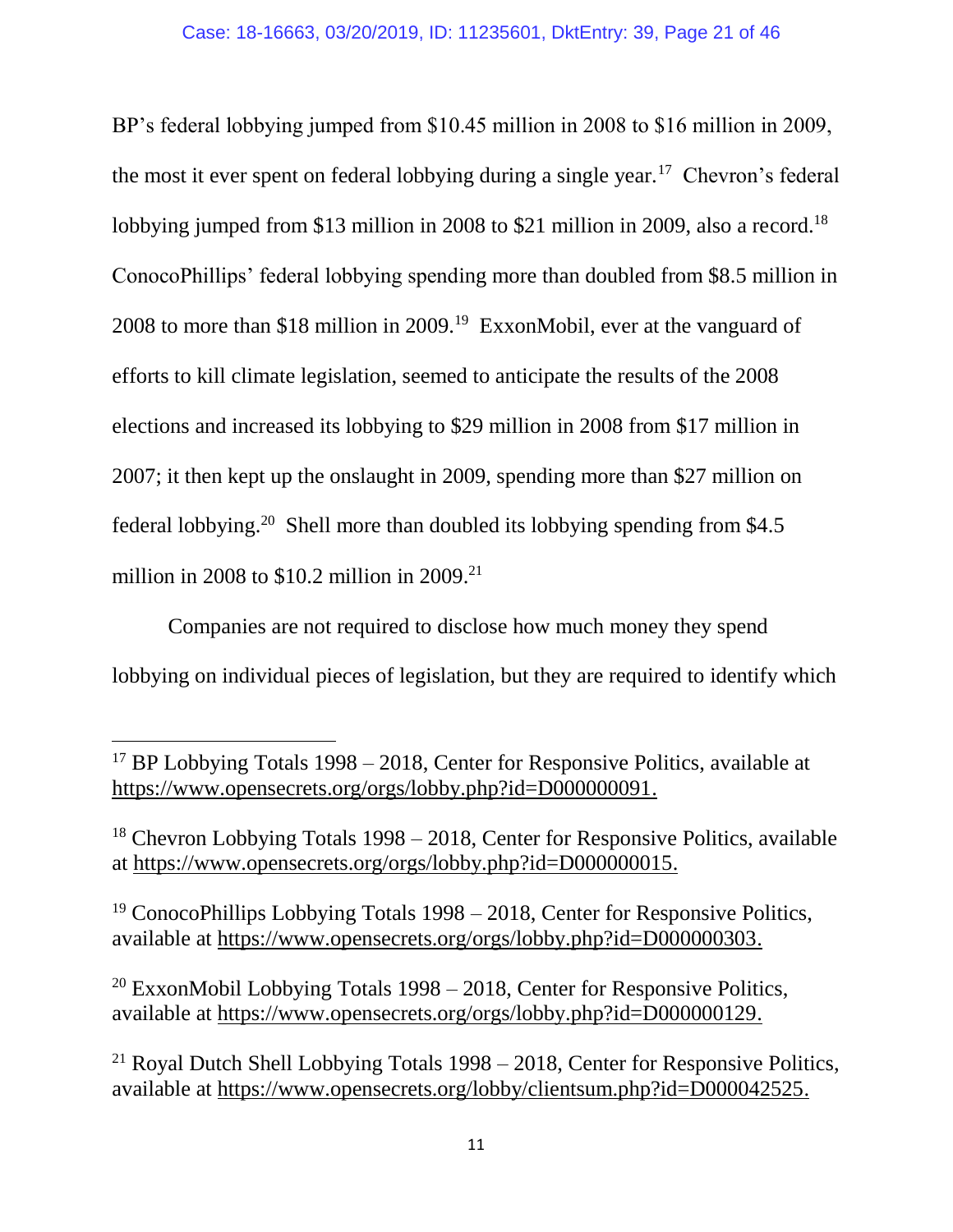BP's federal lobbying jumped from $10.45 million in 2008 to $16 million in 2009, the most it ever spent on federal lobbying during a single year.[17] Chevron's federal lobbying jumped from $13 million in 2008 to $21 million in 2009, also a record.[18] ConocoPhillips' federal lobbying spending more than doubled from $8.5 million in 2008 to more than $18 million in 2009.[19] ExxonMobil, ever at the vanguard of efforts to kill climate legislation, seemed to anticipate the results of the 2008 elections and increased its lobbying to $29 million in 2008 from $17 million in 2007; it then kept up the onslaught in 2009, spending more than $27 million on federal lobbying.[20] Shell more than doubled its lobbying spending from $4.5 million in 2008 to $10.2 million in 2009.[21]

Companies are not required to disclose how much money they spend lobbying on individual pieces of legislation, but they are required to identify which

---

[17] BP Lobbying Totals 1998 – 2018, Center for Responsive Politics, available at https://www.opensecrets.org/orgs/lobby.php?id=D000000091.

[18] Chevron Lobbying Totals 1998 – 2018, Center for Responsive Politics, available at https://www.opensecrets.org/orgs/lobby.php?id=D000000015.

[19] ConocoPhillips Lobbying Totals 1998 – 2018, Center for Responsive Politics, available at https://www.opensecrets.org/orgs/lobby.php?id=D000000303.

[20] ExxonMobil Lobbying Totals 1998 – 2018, Center for Responsive Politics, available at https://www.opensecrets.org/orgs/lobby.php?id=D000000129.

[21] Royal Dutch Shell Lobbying Totals 1998 – 2018, Center for Responsive Politics, available at https://www.opensecrets.org/lobby/clientsum.php?id=D000042525.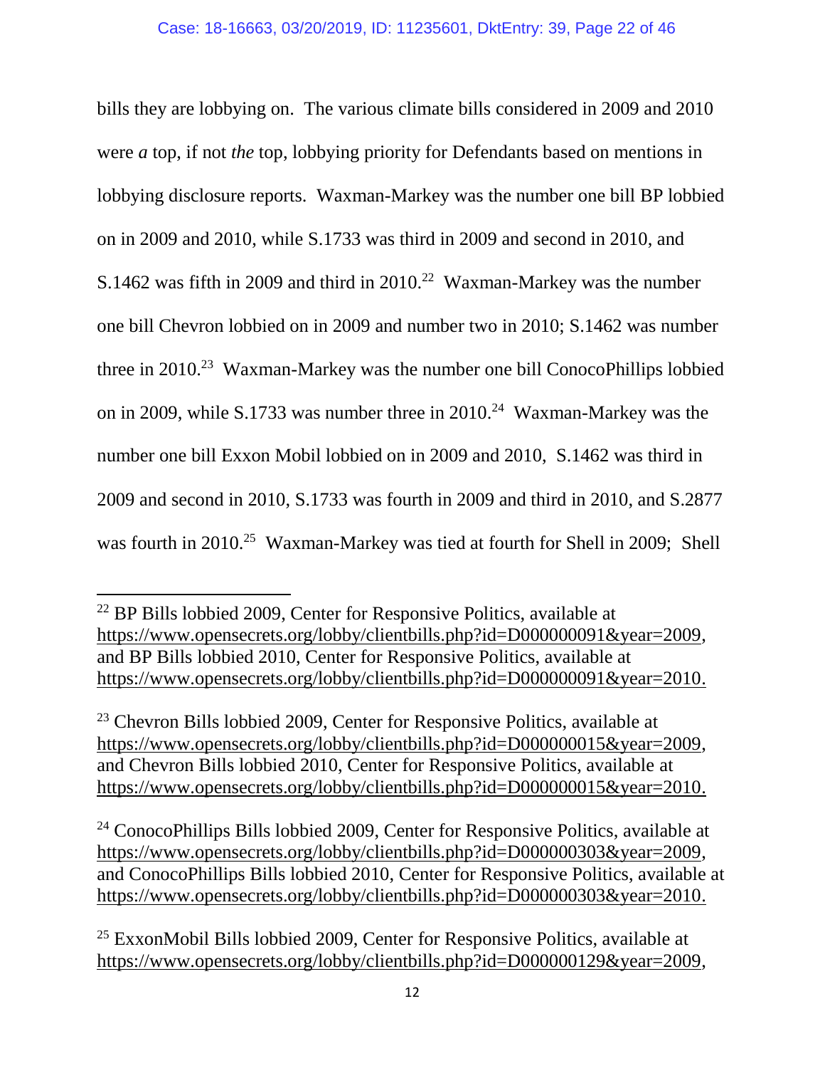bills they are lobbying on. The various climate bills considered in 2009 and 2010 were *a* top, if not *the* top, lobbying priority for Defendants based on mentions in lobbying disclosure reports. Waxman-Markey was the number one bill BP lobbied on in 2009 and 2010, while S.1733 was third in 2009 and second in 2010, and S.1462 was fifth in 2009 and third in 2010.[22] Waxman-Markey was the number one bill Chevron lobbied on in 2009 and number two in 2010; S.1462 was number three in 2010.[23] Waxman-Markey was the number one bill ConocoPhillips lobbied on in 2009, while S.1733 was number three in 2010.[24] Waxman-Markey was the number one bill Exxon Mobil lobbied on in 2009 and 2010, S.1462 was third in 2009 and second in 2010, S.1733 was fourth in 2009 and third in 2010, and S.2877 was fourth in 2010.[25] Waxman-Markey was tied at fourth for Shell in 2009; Shell

---

[22] BP Bills lobbied 2009, Center for Responsive Politics, available at https://www.opensecrets.org/lobby/clientbills.php?id=D000000091&year=2009, and BP Bills lobbied 2010, Center for Responsive Politics, available at https://www.opensecrets.org/lobby/clientbills.php?id=D000000091&year=2010.

[23] Chevron Bills lobbied 2009, Center for Responsive Politics, available at https://www.opensecrets.org/lobby/clientbills.php?id=D000000015&year=2009, and Chevron Bills lobbied 2010, Center for Responsive Politics, available at https://www.opensecrets.org/lobby/clientbills.php?id=D000000015&year=2010.

[24] ConocoPhillips Bills lobbied 2009, Center for Responsive Politics, available at https://www.opensecrets.org/lobby/clientbills.php?id=D000000303&year=2009, and ConocoPhillips Bills lobbied 2010, Center for Responsive Politics, available at https://www.opensecrets.org/lobby/clientbills.php?id=D000000303&year=2010.

[25] ExxonMobil Bills lobbied 2009, Center for Responsive Politics, available at https://www.opensecrets.org/lobby/clientbills.php?id=D000000129&year=2009,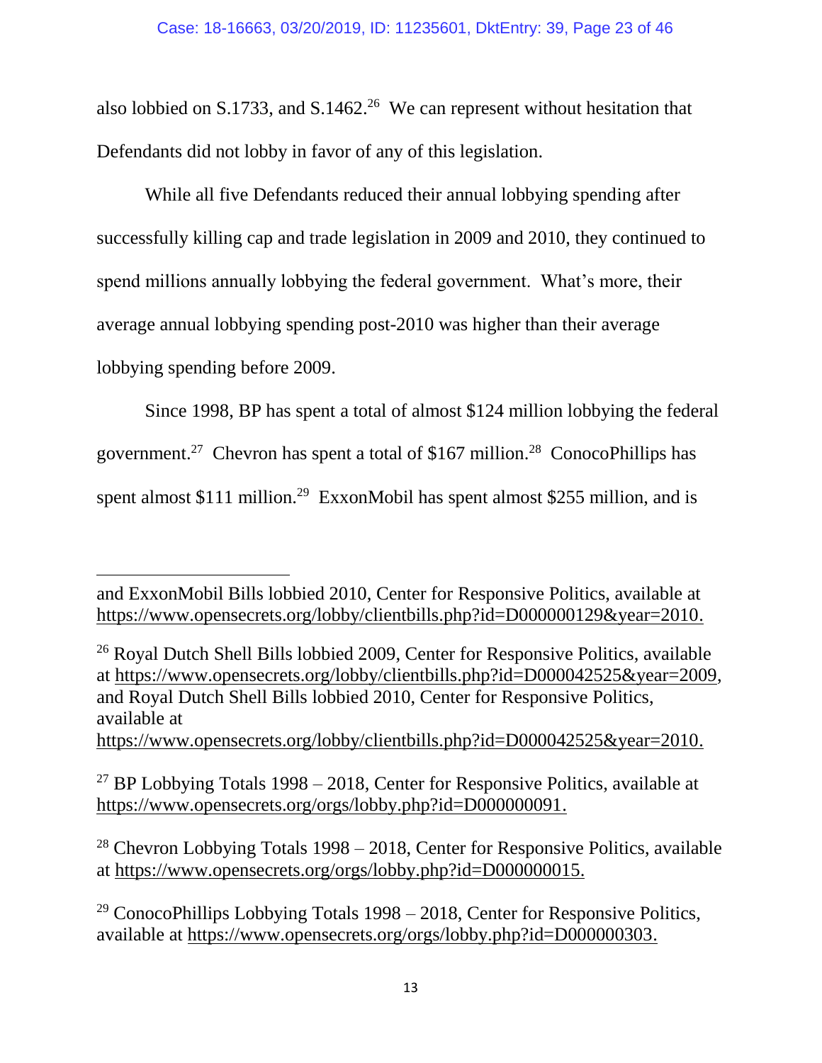also lobbied on S.1733, and S.1462.[26] We can represent without hesitation that Defendants did not lobby in favor of any of this legislation.

While all five Defendants reduced their annual lobbying spending after successfully killing cap and trade legislation in 2009 and 2010, they continued to spend millions annually lobbying the federal government. What's more, their average annual lobbying spending post-2010 was higher than their average lobbying spending before 2009.

Since 1998, BP has spent a total of almost $124 million lobbying the federal government.[27] Chevron has spent a total of $167 million.[28] ConocoPhillips has spent almost $111 million.[29] ExxonMobil has spent almost $255 million, and is

---

and ExxonMobil Bills lobbied 2010, Center for Responsive Politics, available at https://www.opensecrets.org/lobby/clientbills.php?id=D000000129&year=2010.

[26] Royal Dutch Shell Bills lobbied 2009, Center for Responsive Politics, available at https://www.opensecrets.org/lobby/clientbills.php?id=D000042525&year=2009, and Royal Dutch Shell Bills lobbied 2010, Center for Responsive Politics, available at https://www.opensecrets.org/lobby/clientbills.php?id=D000042525&year=2010.

[27] BP Lobbying Totals 1998 – 2018, Center for Responsive Politics, available at https://www.opensecrets.org/orgs/lobby.php?id=D000000091.

[28] Chevron Lobbying Totals 1998 – 2018, Center for Responsive Politics, available at https://www.opensecrets.org/orgs/lobby.php?id=D000000015.

[29] ConocoPhillips Lobbying Totals 1998 – 2018, Center for Responsive Politics, available at https://www.opensecrets.org/orgs/lobby.php?id=D000000303.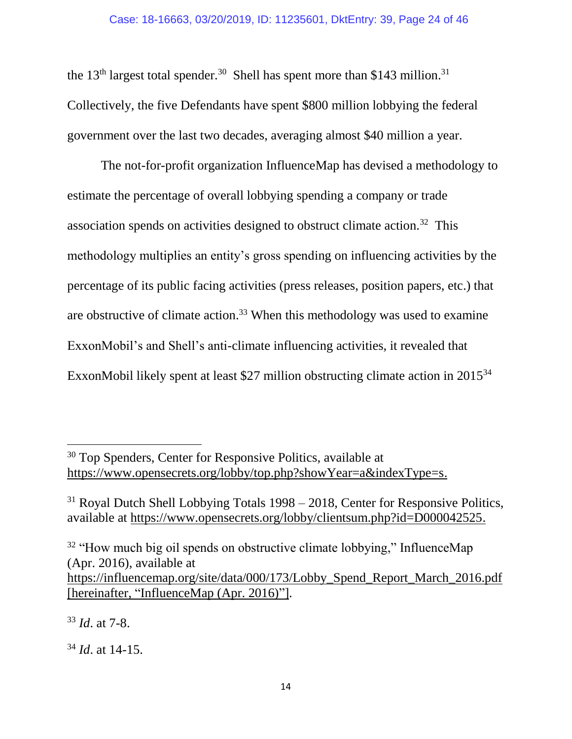the 13th largest total spender.[30] Shell has spent more than $143 million.[31] Collectively, the five Defendants have spent $800 million lobbying the federal government over the last two decades, averaging almost $40 million a year.

The not-for-profit organization InfluenceMap has devised a methodology to estimate the percentage of overall lobbying spending a company or trade association spends on activities designed to obstruct climate action.[32] This methodology multiplies an entity's gross spending on influencing activities by the percentage of its public facing activities (press releases, position papers, etc.) that are obstructive of climate action.[33] When this methodology was used to examine ExxonMobil's and Shell's anti-climate influencing activities, it revealed that ExxonMobil likely spent at least $27 million obstructing climate action in 2015[34]

---

[30] Top Spenders, Center for Responsive Politics, available at https://www.opensecrets.org/lobby/top.php?showYear=a&indexType=s.

[31] Royal Dutch Shell Lobbying Totals 1998 – 2018, Center for Responsive Politics, available at https://www.opensecrets.org/lobby/clientsum.php?id=D000042525.

[32] "How much big oil spends on obstructive climate lobbying," InfluenceMap (Apr. 2016), available at https://influencemap.org/site/data/000/173/Lobby_Spend_Report_March_2016.pdf [hereinafter, "InfluenceMap (Apr. 2016)"].

[33] *Id*. at 7-8.

[34] *Id*. at 14-15.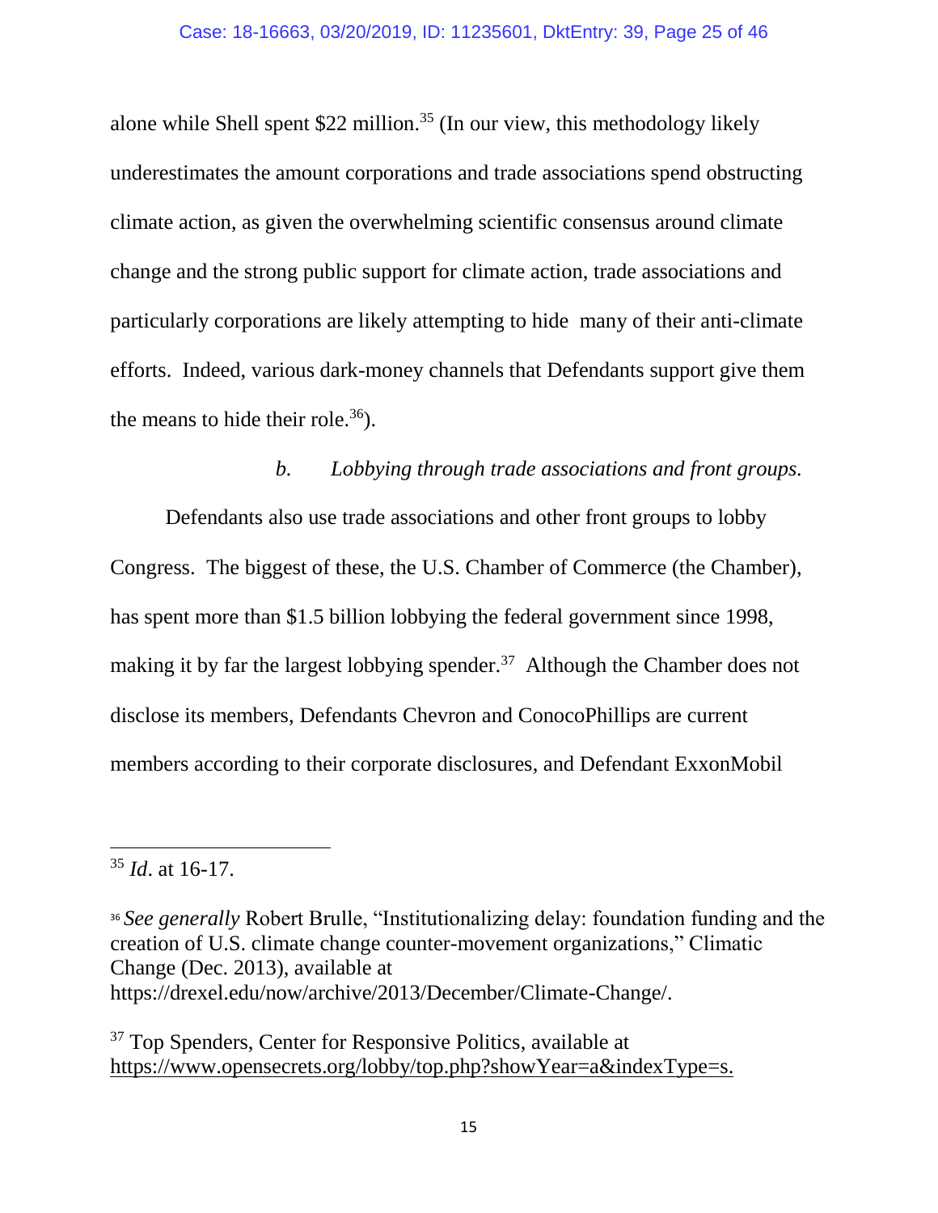alone while Shell spent $22 million.[35] (In our view, this methodology likely underestimates the amount corporations and trade associations spend obstructing climate action, as given the overwhelming scientific consensus around climate change and the strong public support for climate action, trade associations and particularly corporations are likely attempting to hide many of their anti-climate efforts. Indeed, various dark-money channels that Defendants support give them the means to hide their role.[36]).

*b. Lobbying through trade associations and front groups.*

Defendants also use trade associations and other front groups to lobby Congress. The biggest of these, the U.S. Chamber of Commerce (the Chamber), has spent more than $1.5 billion lobbying the federal government since 1998, making it by far the largest lobbying spender.[37] Although the Chamber does not disclose its members, Defendants Chevron and ConocoPhillips are current members according to their corporate disclosures, and Defendant ExxonMobil

---

[35] *Id*. at 16-17.

[36] *See generally* Robert Brulle, "Institutionalizing delay: foundation funding and the creation of U.S. climate change counter-movement organizations," Climatic Change (Dec. 2013), available at https://drexel.edu/now/archive/2013/December/Climate-Change/.

[37] Top Spenders, Center for Responsive Politics, available at https://www.opensecrets.org/lobby/top.php?showYear=a&indexType=s.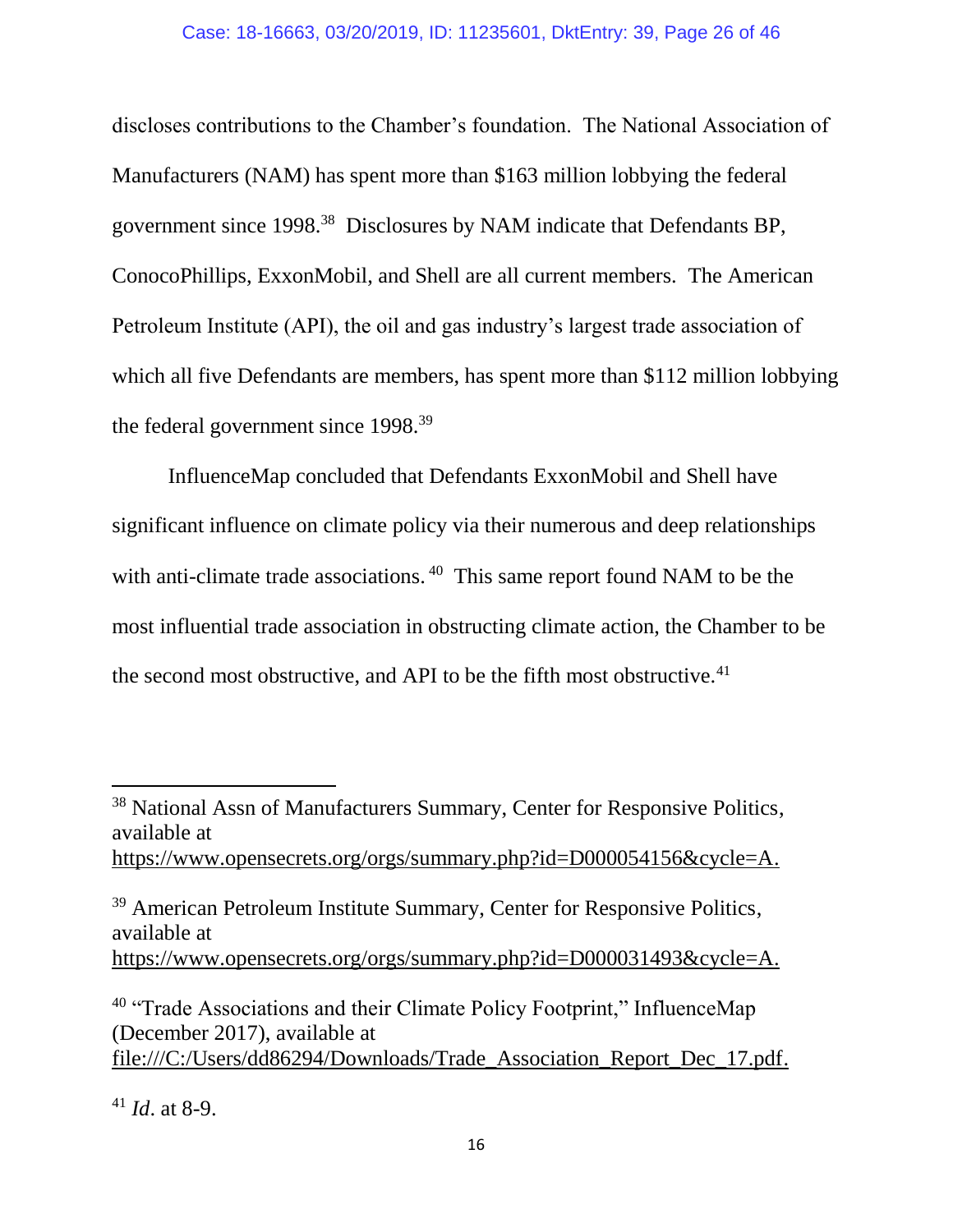discloses contributions to the Chamber's foundation. The National Association of Manufacturers (NAM) has spent more than $163 million lobbying the federal government since 1998.[38] Disclosures by NAM indicate that Defendants BP, ConocoPhillips, ExxonMobil, and Shell are all current members. The American Petroleum Institute (API), the oil and gas industry's largest trade association of which all five Defendants are members, has spent more than $112 million lobbying the federal government since 1998.[39]

InfluenceMap concluded that Defendants ExxonMobil and Shell have significant influence on climate policy via their numerous and deep relationships with anti-climate trade associations.[40] This same report found NAM to be the most influential trade association in obstructing climate action, the Chamber to be the second most obstructive, and API to be the fifth most obstructive.[41]

---

[38] National Assn of Manufacturers Summary, Center for Responsive Politics, available at https://www.opensecrets.org/orgs/summary.php?id=D000054156&cycle=A.

[39] American Petroleum Institute Summary, Center for Responsive Politics, available at https://www.opensecrets.org/orgs/summary.php?id=D000031493&cycle=A.

[40] "Trade Associations and their Climate Policy Footprint," InfluenceMap (December 2017), available at file:///C:/Users/dd86294/Downloads/Trade_Association_Report_Dec_17.pdf.

[41] *Id*. at 8-9.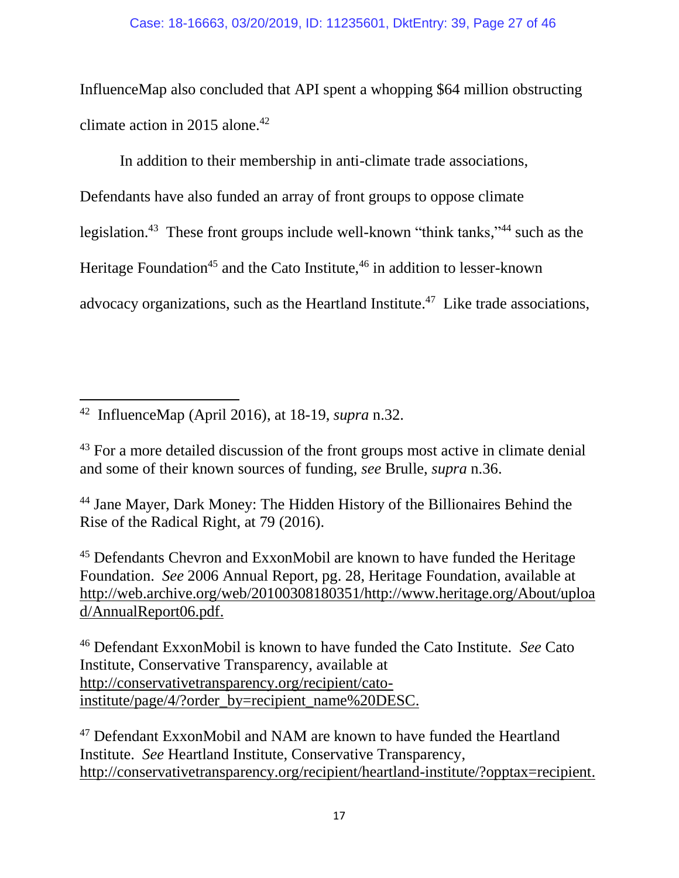InfluenceMap also concluded that API spent a whopping $64 million obstructing climate action in 2015 alone.[42]

In addition to their membership in anti-climate trade associations, Defendants have also funded an array of front groups to oppose climate legislation.[43] These front groups include well-known "think tanks,"[44] such as the Heritage Foundation[45] and the Cato Institute,[46] in addition to lesser-known advocacy organizations, such as the Heartland Institute.[47] Like trade associations,

---

[42] InfluenceMap (April 2016), at 18-19, *supra* n.32.

[43] For a more detailed discussion of the front groups most active in climate denial and some of their known sources of funding, *see* Brulle, *supra* n.36.

[44] Jane Mayer, Dark Money: The Hidden History of the Billionaires Behind the Rise of the Radical Right, at 79 (2016).

[45] Defendants Chevron and ExxonMobil are known to have funded the Heritage Foundation. *See* 2006 Annual Report, pg. 28, Heritage Foundation, available at http://web.archive.org/web/20100308180351/http://www.heritage.org/About/upload/AnnualReport06.pdf.

[46] Defendant ExxonMobil is known to have funded the Cato Institute. *See* Cato Institute, Conservative Transparency, available at http://conservativetransparency.org/recipient/cato-institute/page/4/?order_by=recipient_name%20DESC.

[47] Defendant ExxonMobil and NAM are known to have funded the Heartland Institute. *See* Heartland Institute, Conservative Transparency, http://conservativetransparency.org/recipient/heartland-institute/?opptax=recipient.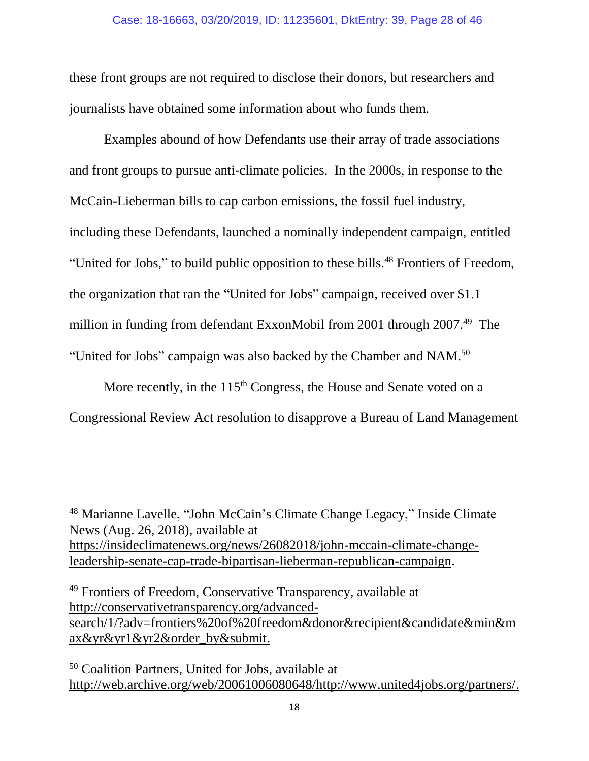these front groups are not required to disclose their donors, but researchers and journalists have obtained some information about who funds them.

Examples abound of how Defendants use their array of trade associations and front groups to pursue anti-climate policies. In the 2000s, in response to the McCain-Lieberman bills to cap carbon emissions, the fossil fuel industry, including these Defendants, launched a nominally independent campaign, entitled "United for Jobs," to build public opposition to these bills.[48] Frontiers of Freedom, the organization that ran the "United for Jobs" campaign, received over $1.1 million in funding from defendant ExxonMobil from 2001 through 2007.[49] The "United for Jobs" campaign was also backed by the Chamber and NAM.[50]

More recently, in the 115th Congress, the House and Senate voted on a Congressional Review Act resolution to disapprove a Bureau of Land Management

---

[48] Marianne Lavelle, "John McCain's Climate Change Legacy," Inside Climate News (Aug. 26, 2018), available at https://insideclimatenews.org/news/26082018/john-mccain-climate-change-leadership-senate-cap-trade-bipartisan-lieberman-republican-campaign.

[49] Frontiers of Freedom, Conservative Transparency, available at http://conservativetransparency.org/advanced-search/1/?adv=frontiers%20of%20freedom&donor&recipient&candidate&min&max&yr&yr1&yr2&order_by&submit.

[50] Coalition Partners, United for Jobs, available at http://web.archive.org/web/20061006080648/http://www.united4jobs.org/partners/.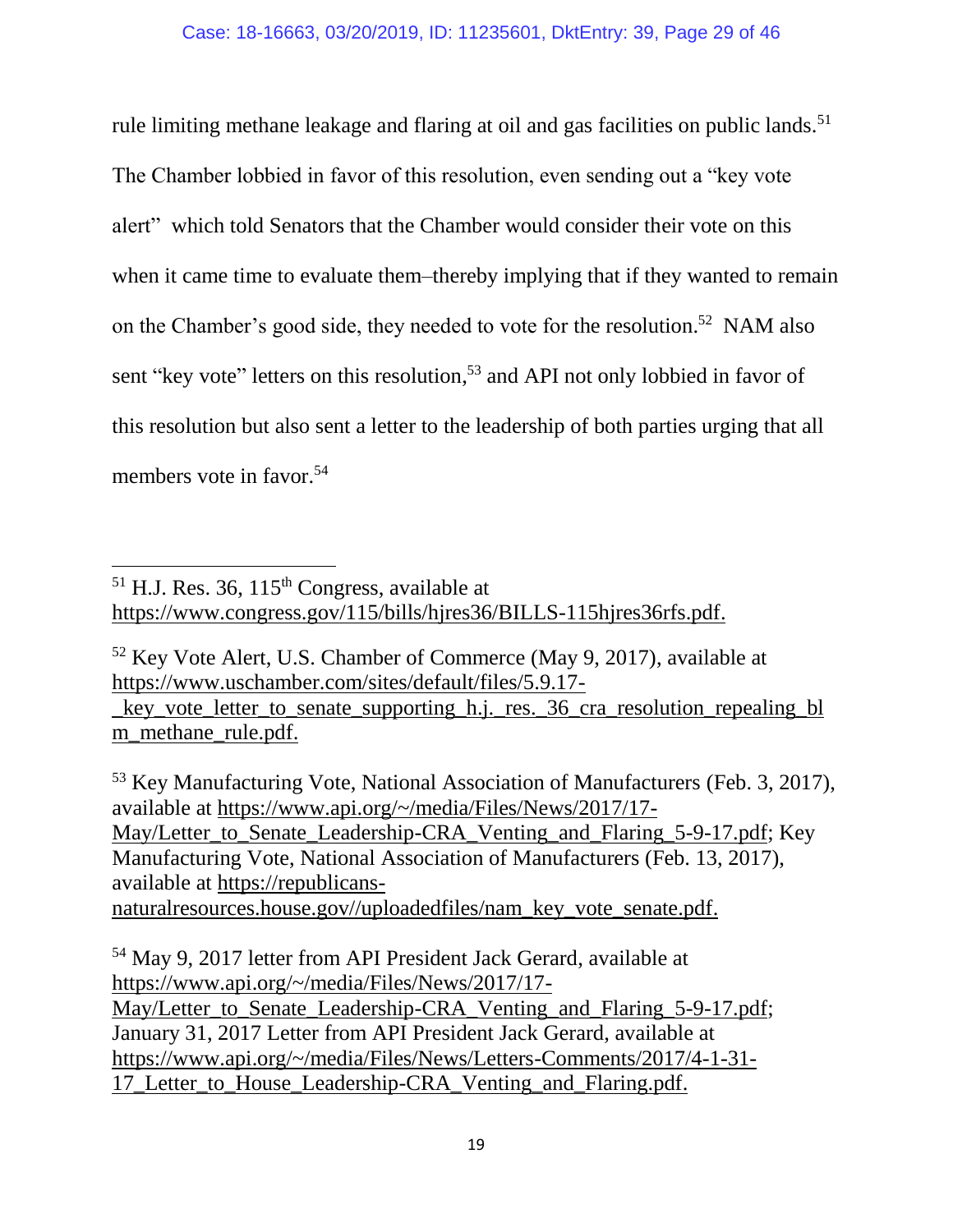rule limiting methane leakage and flaring at oil and gas facilities on public lands.[51] The Chamber lobbied in favor of this resolution, even sending out a "key vote alert" which told Senators that the Chamber would consider their vote on this when it came time to evaluate them–thereby implying that if they wanted to remain on the Chamber's good side, they needed to vote for the resolution.[52] NAM also sent "key vote" letters on this resolution,[53] and API not only lobbied in favor of this resolution but also sent a letter to the leadership of both parties urging that all members vote in favor.[54]

---

[51] H.J. Res. 36, 115th Congress, available at https://www.congress.gov/115/bills/hjres36/BILLS-115hjres36rfs.pdf.

[52] Key Vote Alert, U.S. Chamber of Commerce (May 9, 2017), available at https://www.uschamber.com/sites/default/files/5.9.17-_key_vote_letter_to_senate_supporting_h.j._res._36_cra_resolution_repealing_blm_methane_rule.pdf.

[53] Key Manufacturing Vote, National Association of Manufacturers (Feb. 3, 2017), available at https://www.api.org/~/media/Files/News/2017/17-May/Letter_to_Senate_Leadership-CRA_Venting_and_Flaring_5-9-17.pdf; Key Manufacturing Vote, National Association of Manufacturers (Feb. 13, 2017), available at https://republicans-naturalresources.house.gov//uploadedfiles/nam_key_vote_senate.pdf.

[54] May 9, 2017 letter from API President Jack Gerard, available at https://www.api.org/~/media/Files/News/2017/17-May/Letter_to_Senate_Leadership-CRA_Venting_and_Flaring_5-9-17.pdf; January 31, 2017 Letter from API President Jack Gerard, available at https://www.api.org/~/media/Files/News/Letters-Comments/2017/4-1-31-17_Letter_to_House_Leadership-CRA_Venting_and_Flaring.pdf.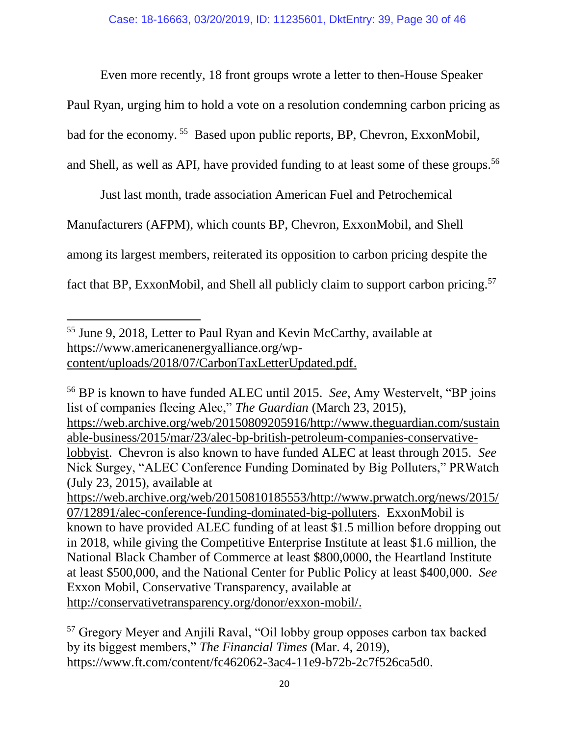Even more recently, 18 front groups wrote a letter to then-House Speaker Paul Ryan, urging him to hold a vote on a resolution condemning carbon pricing as bad for the economy. [55] Based upon public reports, BP, Chevron, ExxonMobil, and Shell, as well as API, have provided funding to at least some of these groups.[56]

Just last month, trade association American Fuel and Petrochemical Manufacturers (AFPM), which counts BP, Chevron, ExxonMobil, and Shell among its largest members, reiterated its opposition to carbon pricing despite the fact that BP, ExxonMobil, and Shell all publicly claim to support carbon pricing.[57]

---

[55] June 9, 2018, Letter to Paul Ryan and Kevin McCarthy, available at https://www.americanenergyalliance.org/wp-content/uploads/2018/07/CarbonTaxLetterUpdated.pdf.

[56] BP is known to have funded ALEC until 2015. *See*, Amy Westervelt, "BP joins list of companies fleeing Alec," *The Guardian* (March 23, 2015), https://web.archive.org/web/20150809205916/http://www.theguardian.com/sustainable-business/2015/mar/23/alec-bp-british-petroleum-companies-conservative-lobbyist. Chevron is also known to have funded ALEC at least through 2015. *See* Nick Surgey, "ALEC Conference Funding Dominated by Big Polluters," PRWatch (July 23, 2015), available at https://web.archive.org/web/20150810185553/http://www.prwatch.org/news/2015/07/12891/alec-conference-funding-dominated-big-polluters. ExxonMobil is known to have provided ALEC funding of at least $1.5 million before dropping out in 2018, while giving the Competitive Enterprise Institute at least $1.6 million, the National Black Chamber of Commerce at least $800,0000, the Heartland Institute at least $500,000, and the National Center for Public Policy at least $400,000. *See* Exxon Mobil, Conservative Transparency, available at http://conservativetransparency.org/donor/exxon-mobil/.

[57] Gregory Meyer and Anjili Raval, "Oil lobby group opposes carbon tax backed by its biggest members," *The Financial Times* (Mar. 4, 2019), https://www.ft.com/content/fc462062-3ac4-11e9-b72b-2c7f526ca5d0.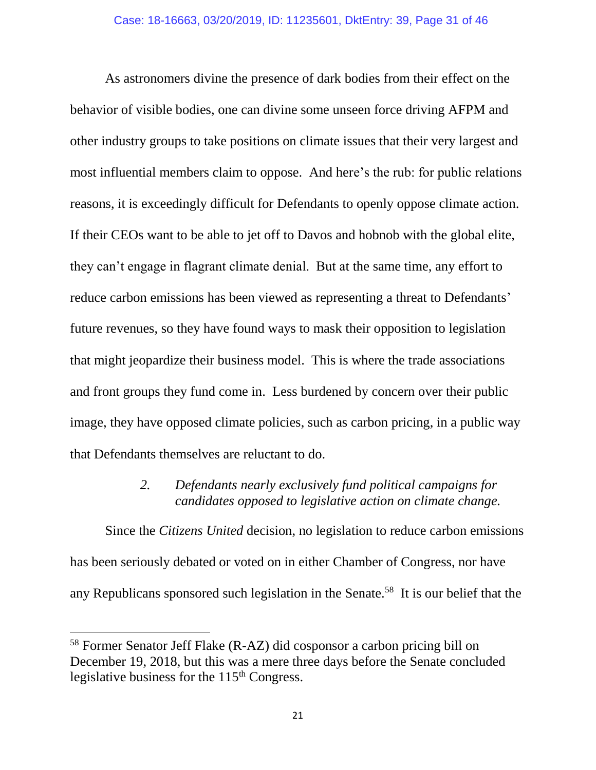As astronomers divine the presence of dark bodies from their effect on the behavior of visible bodies, one can divine some unseen force driving AFPM and other industry groups to take positions on climate issues that their very largest and most influential members claim to oppose. And here's the rub: for public relations reasons, it is exceedingly difficult for Defendants to openly oppose climate action. If their CEOs want to be able to jet off to Davos and hobnob with the global elite, they can't engage in flagrant climate denial. But at the same time, any effort to reduce carbon emissions has been viewed as representing a threat to Defendants' future revenues, so they have found ways to mask their opposition to legislation that might jeopardize their business model. This is where the trade associations and front groups they fund come in. Less burdened by concern over their public image, they have opposed climate policies, such as carbon pricing, in a public way that Defendants themselves are reluctant to do.

*2. Defendants nearly exclusively fund political campaigns for candidates opposed to legislative action on climate change.*

Since the *Citizens United* decision, no legislation to reduce carbon emissions has been seriously debated or voted on in either Chamber of Congress, nor have any Republicans sponsored such legislation in the Senate.[58] It is our belief that the

[58] Former Senator Jeff Flake (R-AZ) did cosponsor a carbon pricing bill on December 19, 2018, but this was a mere three days before the Senate concluded legislative business for the 115th Congress.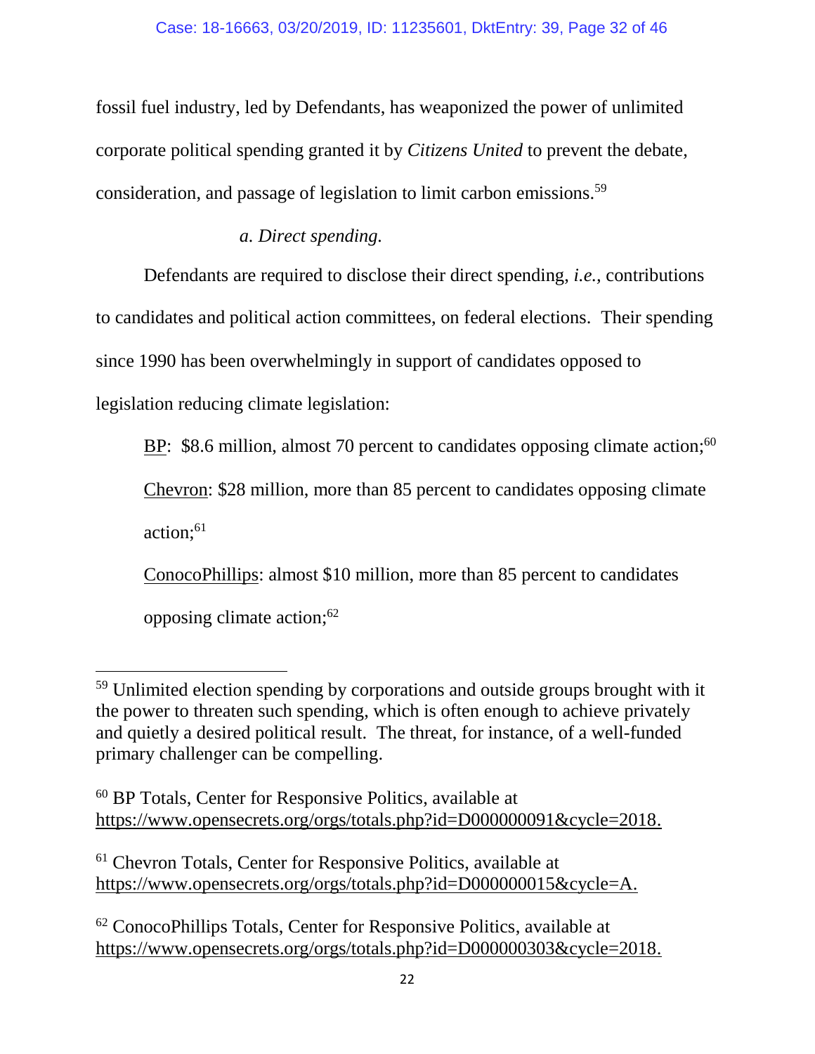fossil fuel industry, led by Defendants, has weaponized the power of unlimited corporate political spending granted it by *Citizens United* to prevent the debate, consideration, and passage of legislation to limit carbon emissions.[59]

*a. Direct spending.*

Defendants are required to disclose their direct spending, *i.e.*, contributions to candidates and political action committees, on federal elections. Their spending since 1990 has been overwhelmingly in support of candidates opposed to legislation reducing climate legislation:

<u>BP</u>: $8.6 million, almost 70 percent to candidates opposing climate action;[60]

<u>Chevron</u>: $28 million, more than 85 percent to candidates opposing climate action;[61]

<u>ConocoPhillips</u>: almost $10 million, more than 85 percent to candidates opposing climate action;[62]

---

[59] Unlimited election spending by corporations and outside groups brought with it the power to threaten such spending, which is often enough to achieve privately and quietly a desired political result. The threat, for instance, of a well-funded primary challenger can be compelling.

[60] BP Totals, Center for Responsive Politics, available at https://www.opensecrets.org/orgs/totals.php?id=D000000091&cycle=2018.

[61] Chevron Totals, Center for Responsive Politics, available at https://www.opensecrets.org/orgs/totals.php?id=D000000015&cycle=A.

[62] ConocoPhillips Totals, Center for Responsive Politics, available at https://www.opensecrets.org/orgs/totals.php?id=D000000303&cycle=2018.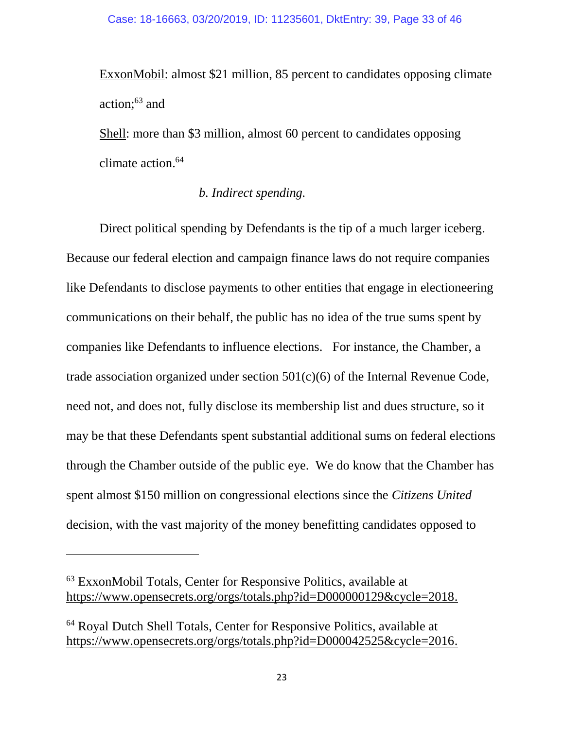ExxonMobil: almost $21 million, 85 percent to candidates opposing climate action;[63] and

Shell: more than $3 million, almost 60 percent to candidates opposing climate action.[64]

*b. Indirect spending.*

Direct political spending by Defendants is the tip of a much larger iceberg. Because our federal election and campaign finance laws do not require companies like Defendants to disclose payments to other entities that engage in electioneering communications on their behalf, the public has no idea of the true sums spent by companies like Defendants to influence elections. For instance, the Chamber, a trade association organized under section 501(c)(6) of the Internal Revenue Code, need not, and does not, fully disclose its membership list and dues structure, so it may be that these Defendants spent substantial additional sums on federal elections through the Chamber outside of the public eye. We do know that the Chamber has spent almost $150 million on congressional elections since the *Citizens United* decision, with the vast majority of the money benefitting candidates opposed to

---

[63] ExxonMobil Totals, Center for Responsive Politics, available at https://www.opensecrets.org/orgs/totals.php?id=D000000129&cycle=2018.

[64] Royal Dutch Shell Totals, Center for Responsive Politics, available at https://www.opensecrets.org/orgs/totals.php?id=D000042525&cycle=2016.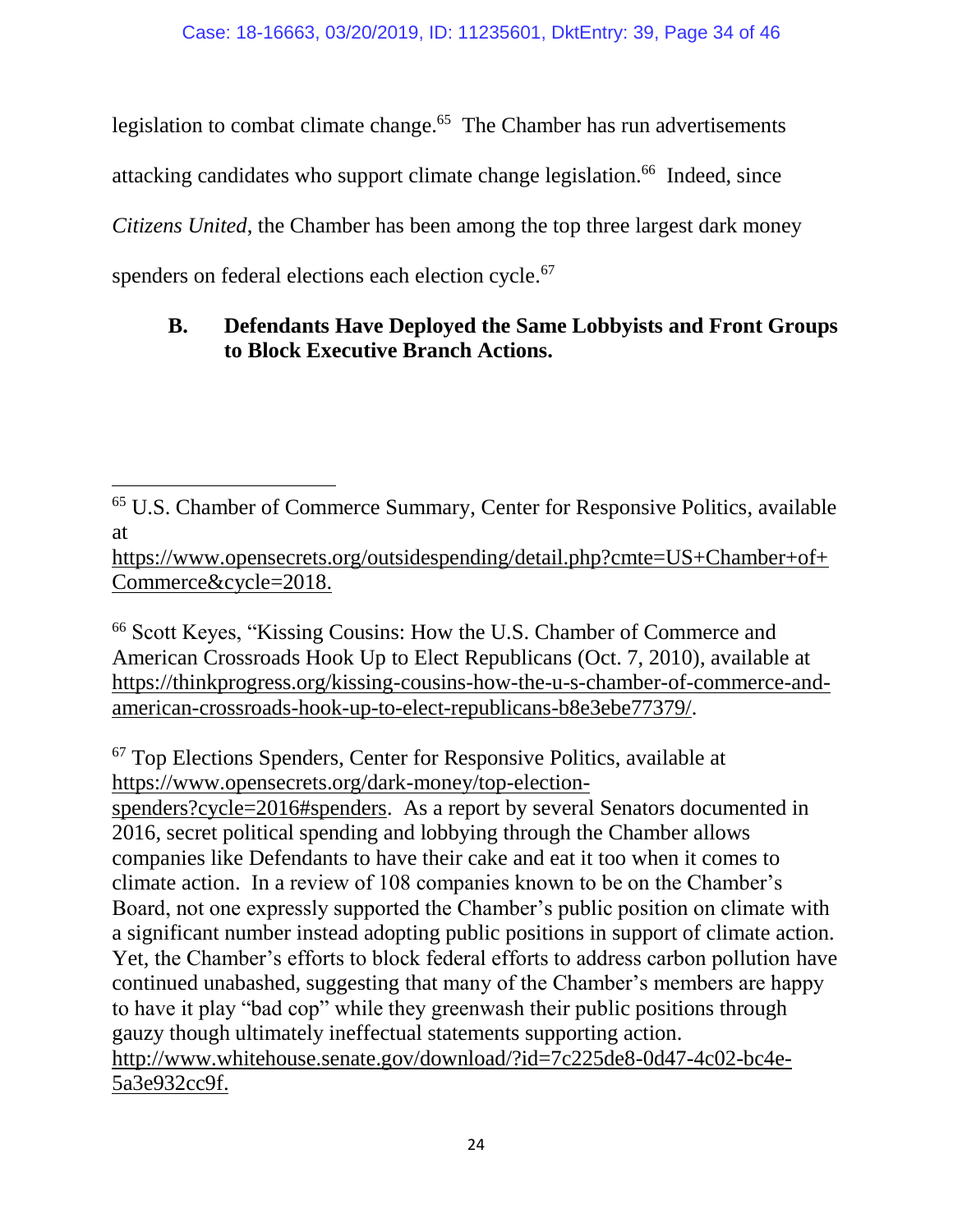legislation to combat climate change.[65] The Chamber has run advertisements attacking candidates who support climate change legislation.[66] Indeed, since *Citizens United*, the Chamber has been among the top three largest dark money spenders on federal elections each election cycle.[67]

### B. Defendants Have Deployed the Same Lobbyists and Front Groups to Block Executive Branch Actions.

---

[65] U.S. Chamber of Commerce Summary, Center for Responsive Politics, available at https://www.opensecrets.org/outsidespending/detail.php?cmte=US+Chamber+of+Commerce&cycle=2018.

[66] Scott Keyes, "Kissing Cousins: How the U.S. Chamber of Commerce and American Crossroads Hook Up to Elect Republicans (Oct. 7, 2010), available at https://thinkprogress.org/kissing-cousins-how-the-u-s-chamber-of-commerce-and-american-crossroads-hook-up-to-elect-republicans-b8e3ebe77379/.

[67] Top Elections Spenders, Center for Responsive Politics, available at https://www.opensecrets.org/dark-money/top-election-spenders?cycle=2016#spenders. As a report by several Senators documented in 2016, secret political spending and lobbying through the Chamber allows companies like Defendants to have their cake and eat it too when it comes to climate action. In a review of 108 companies known to be on the Chamber's Board, not one expressly supported the Chamber's public position on climate with a significant number instead adopting public positions in support of climate action. Yet, the Chamber's efforts to block federal efforts to address carbon pollution have continued unabashed, suggesting that many of the Chamber's members are happy to have it play "bad cop" while they greenwash their public positions through gauzy though ultimately ineffectual statements supporting action. http://www.whitehouse.senate.gov/download/?id=7c225de8-0d47-4c02-bc4e-5a3e932cc9f.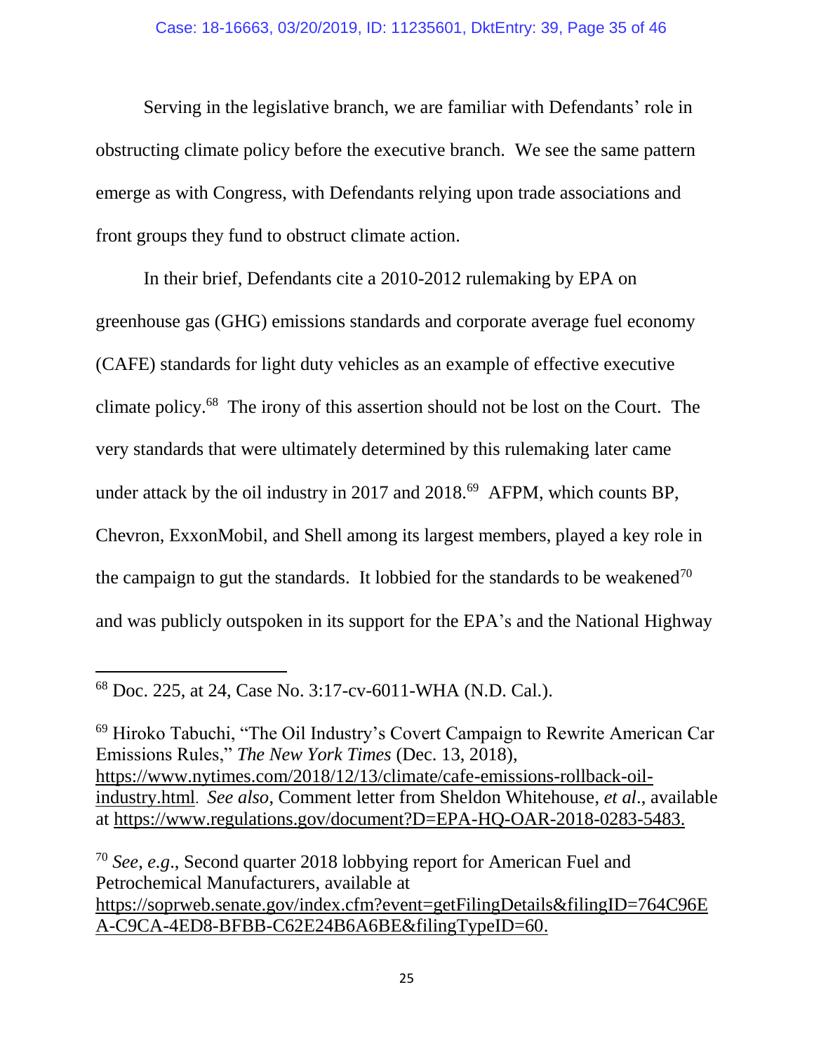Serving in the legislative branch, we are familiar with Defendants' role in obstructing climate policy before the executive branch. We see the same pattern emerge as with Congress, with Defendants relying upon trade associations and front groups they fund to obstruct climate action.

In their brief, Defendants cite a 2010-2012 rulemaking by EPA on greenhouse gas (GHG) emissions standards and corporate average fuel economy (CAFE) standards for light duty vehicles as an example of effective executive climate policy.[68] The irony of this assertion should not be lost on the Court. The very standards that were ultimately determined by this rulemaking later came under attack by the oil industry in 2017 and 2018.[69] AFPM, which counts BP, Chevron, ExxonMobil, and Shell among its largest members, played a key role in the campaign to gut the standards. It lobbied for the standards to be weakened[70] and was publicly outspoken in its support for the EPA's and the National Highway

---

[68] Doc. 225, at 24, Case No. 3:17-cv-6011-WHA (N.D. Cal.).

[69] Hiroko Tabuchi, "The Oil Industry's Covert Campaign to Rewrite American Car Emissions Rules," *The New York Times* (Dec. 13, 2018), https://www.nytimes.com/2018/12/13/climate/cafe-emissions-rollback-oil-industry.html. *See also*, Comment letter from Sheldon Whitehouse, *et al*., available at https://www.regulations.gov/document?D=EPA-HQ-OAR-2018-0283-5483.

[70] *See*, *e.g*., Second quarter 2018 lobbying report for American Fuel and Petrochemical Manufacturers, available at https://soprweb.senate.gov/index.cfm?event=getFilingDetails&filingID=764C96EA-C9CA-4ED8-BFBB-C62E24B6A6BE&filingTypeID=60.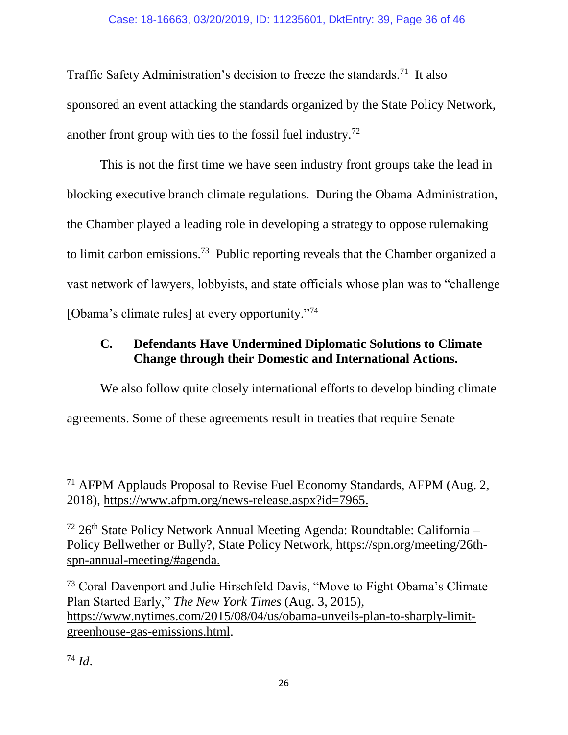Traffic Safety Administration's decision to freeze the standards.[71] It also sponsored an event attacking the standards organized by the State Policy Network, another front group with ties to the fossil fuel industry.[72]

This is not the first time we have seen industry front groups take the lead in blocking executive branch climate regulations. During the Obama Administration, the Chamber played a leading role in developing a strategy to oppose rulemaking to limit carbon emissions.[73] Public reporting reveals that the Chamber organized a vast network of lawyers, lobbyists, and state officials whose plan was to "challenge [Obama's climate rules] at every opportunity."[74]

### C. Defendants Have Undermined Diplomatic Solutions to Climate Change through their Domestic and International Actions.

We also follow quite closely international efforts to develop binding climate agreements. Some of these agreements result in treaties that require Senate

---

[71] AFPM Applauds Proposal to Revise Fuel Economy Standards, AFPM (Aug. 2, 2018), https://www.afpm.org/news-release.aspx?id=7965.

[72] 26th State Policy Network Annual Meeting Agenda: Roundtable: California – Policy Bellwether or Bully?, State Policy Network, https://spn.org/meeting/26th-spn-annual-meeting/#agenda.

[73] Coral Davenport and Julie Hirschfeld Davis, "Move to Fight Obama's Climate Plan Started Early," *The New York Times* (Aug. 3, 2015), https://www.nytimes.com/2015/08/04/us/obama-unveils-plan-to-sharply-limit-greenhouse-gas-emissions.html.

[74] *Id*.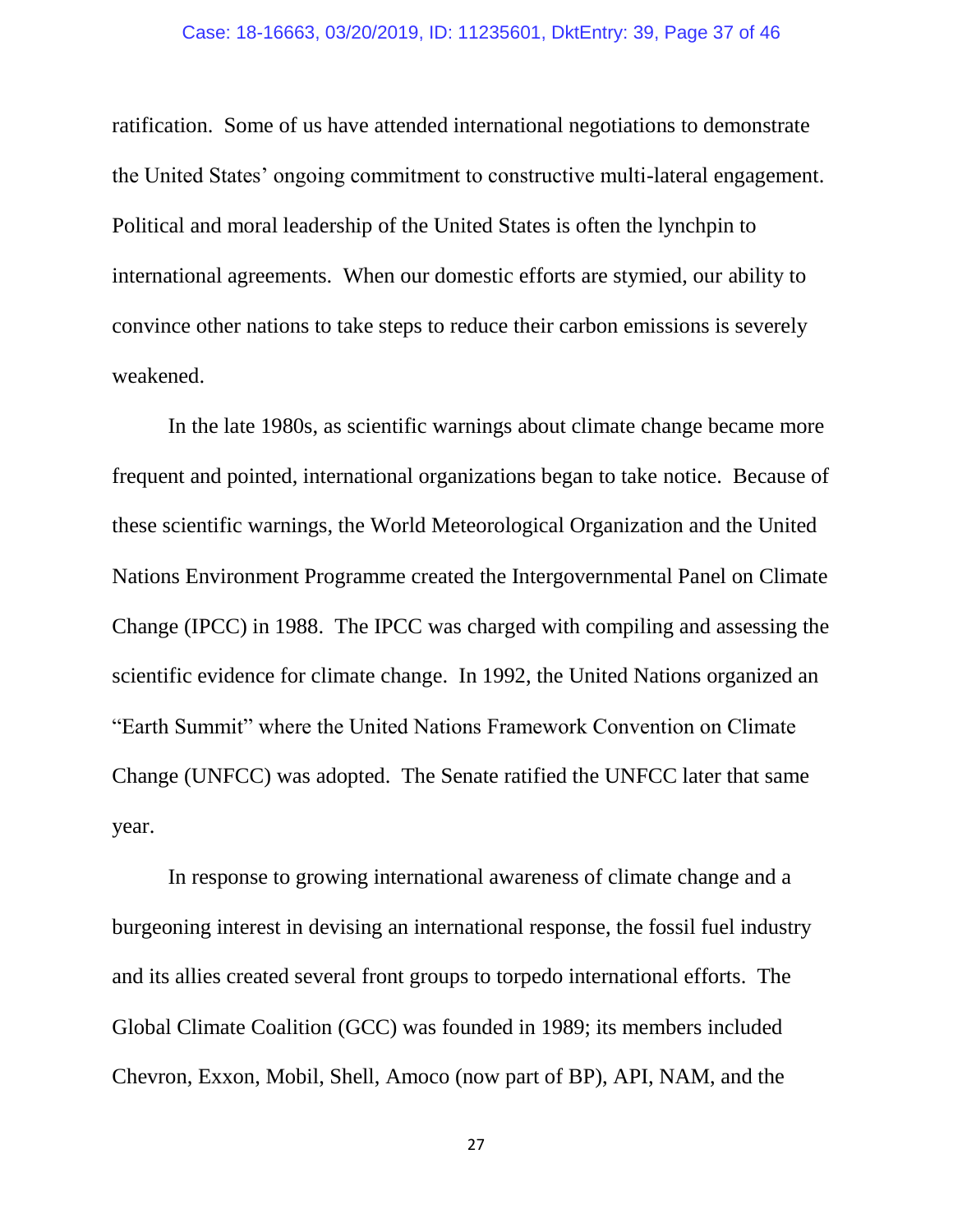ratification. Some of us have attended international negotiations to demonstrate the United States' ongoing commitment to constructive multi-lateral engagement. Political and moral leadership of the United States is often the lynchpin to international agreements. When our domestic efforts are stymied, our ability to convince other nations to take steps to reduce their carbon emissions is severely weakened.

In the late 1980s, as scientific warnings about climate change became more frequent and pointed, international organizations began to take notice. Because of these scientific warnings, the World Meteorological Organization and the United Nations Environment Programme created the Intergovernmental Panel on Climate Change (IPCC) in 1988. The IPCC was charged with compiling and assessing the scientific evidence for climate change. In 1992, the United Nations organized an "Earth Summit" where the United Nations Framework Convention on Climate Change (UNFCC) was adopted. The Senate ratified the UNFCC later that same year.

In response to growing international awareness of climate change and a burgeoning interest in devising an international response, the fossil fuel industry and its allies created several front groups to torpedo international efforts. The Global Climate Coalition (GCC) was founded in 1989; its members included Chevron, Exxon, Mobil, Shell, Amoco (now part of BP), API, NAM, and the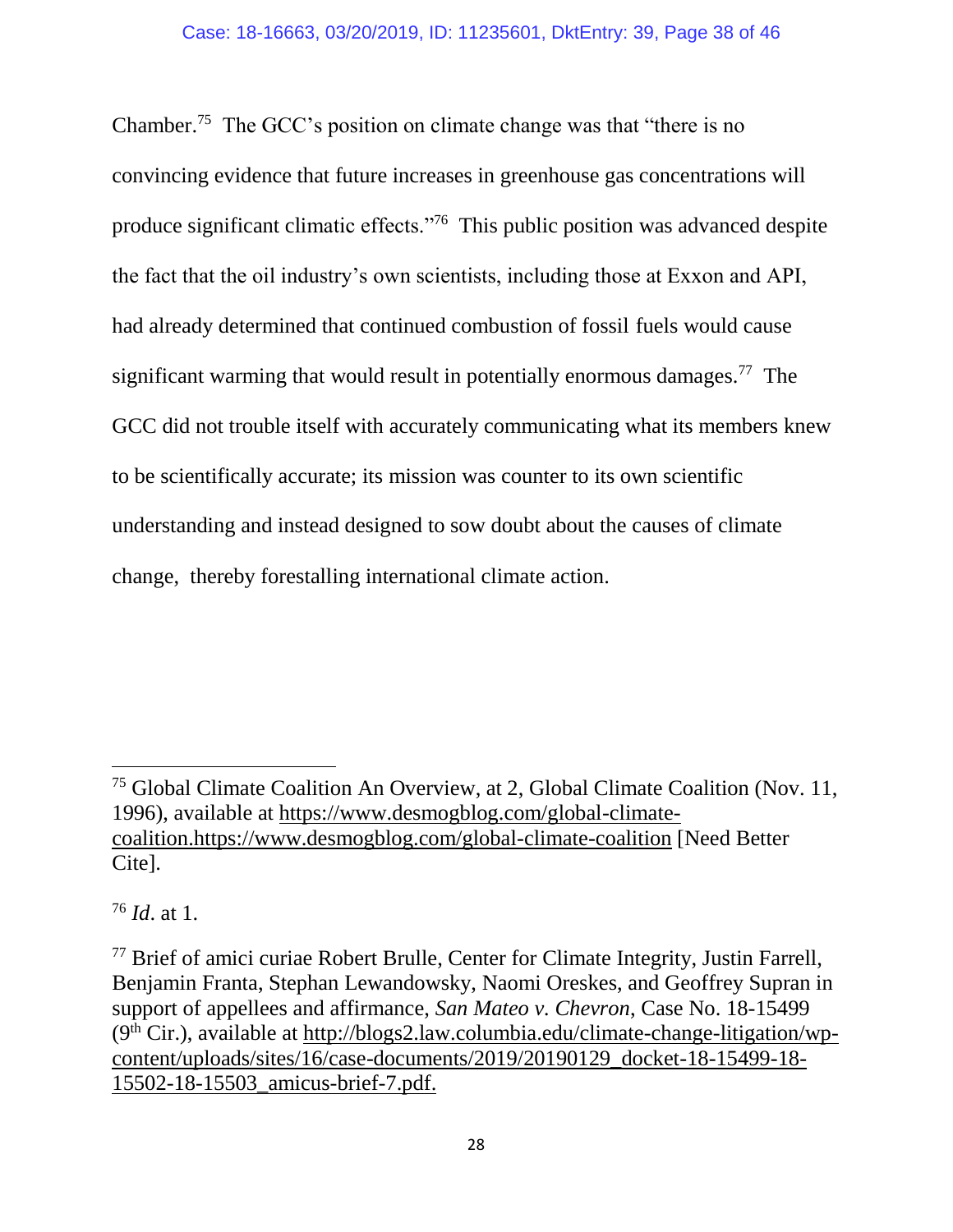Chamber.[75] The GCC's position on climate change was that "there is no convincing evidence that future increases in greenhouse gas concentrations will produce significant climatic effects."[76] This public position was advanced despite the fact that the oil industry's own scientists, including those at Exxon and API, had already determined that continued combustion of fossil fuels would cause significant warming that would result in potentially enormous damages.[77] The GCC did not trouble itself with accurately communicating what its members knew to be scientifically accurate; its mission was counter to its own scientific understanding and instead designed to sow doubt about the causes of climate change, thereby forestalling international climate action.

---

[75] Global Climate Coalition An Overview, at 2, Global Climate Coalition (Nov. 11, 1996), available at https://www.desmogblog.com/global-climate-coalition.https://www.desmogblog.com/global-climate-coalition [Need Better Cite].

[76] *Id*. at 1.

[77] Brief of amici curiae Robert Brulle, Center for Climate Integrity, Justin Farrell, Benjamin Franta, Stephan Lewandowsky, Naomi Oreskes, and Geoffrey Supran in support of appellees and affirmance, *San Mateo v. Chevron*, Case No. 18-15499 (9th Cir.), available at http://blogs2.law.columbia.edu/climate-change-litigation/wp-content/uploads/sites/16/case-documents/2019/20190129_docket-18-15499-18-15502-18-15503_amicus-brief-7.pdf.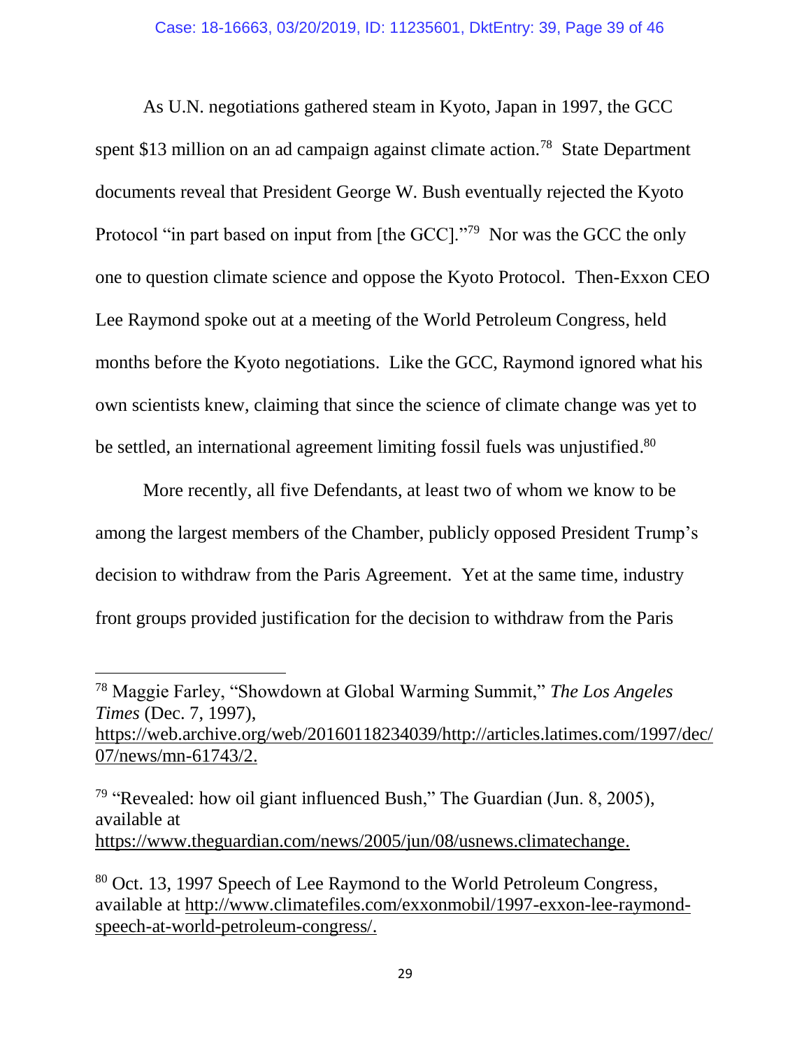As U.N. negotiations gathered steam in Kyoto, Japan in 1997, the GCC spent $13 million on an ad campaign against climate action.[78] State Department documents reveal that President George W. Bush eventually rejected the Kyoto Protocol "in part based on input from [the GCC]."[79] Nor was the GCC the only one to question climate science and oppose the Kyoto Protocol. Then-Exxon CEO Lee Raymond spoke out at a meeting of the World Petroleum Congress, held months before the Kyoto negotiations. Like the GCC, Raymond ignored what his own scientists knew, claiming that since the science of climate change was yet to be settled, an international agreement limiting fossil fuels was unjustified.[80]

More recently, all five Defendants, at least two of whom we know to be among the largest members of the Chamber, publicly opposed President Trump's decision to withdraw from the Paris Agreement. Yet at the same time, industry front groups provided justification for the decision to withdraw from the Paris

---

[78] Maggie Farley, "Showdown at Global Warming Summit," *The Los Angeles Times* (Dec. 7, 1997), https://web.archive.org/web/20160118234039/http://articles.latimes.com/1997/dec/07/news/mn-61743/2.

[79] "Revealed: how oil giant influenced Bush," The Guardian (Jun. 8, 2005), available at https://www.theguardian.com/news/2005/jun/08/usnews.climatechange.

[80] Oct. 13, 1997 Speech of Lee Raymond to the World Petroleum Congress, available at http://www.climatefiles.com/exxonmobil/1997-exxon-lee-raymond-speech-at-world-petroleum-congress/.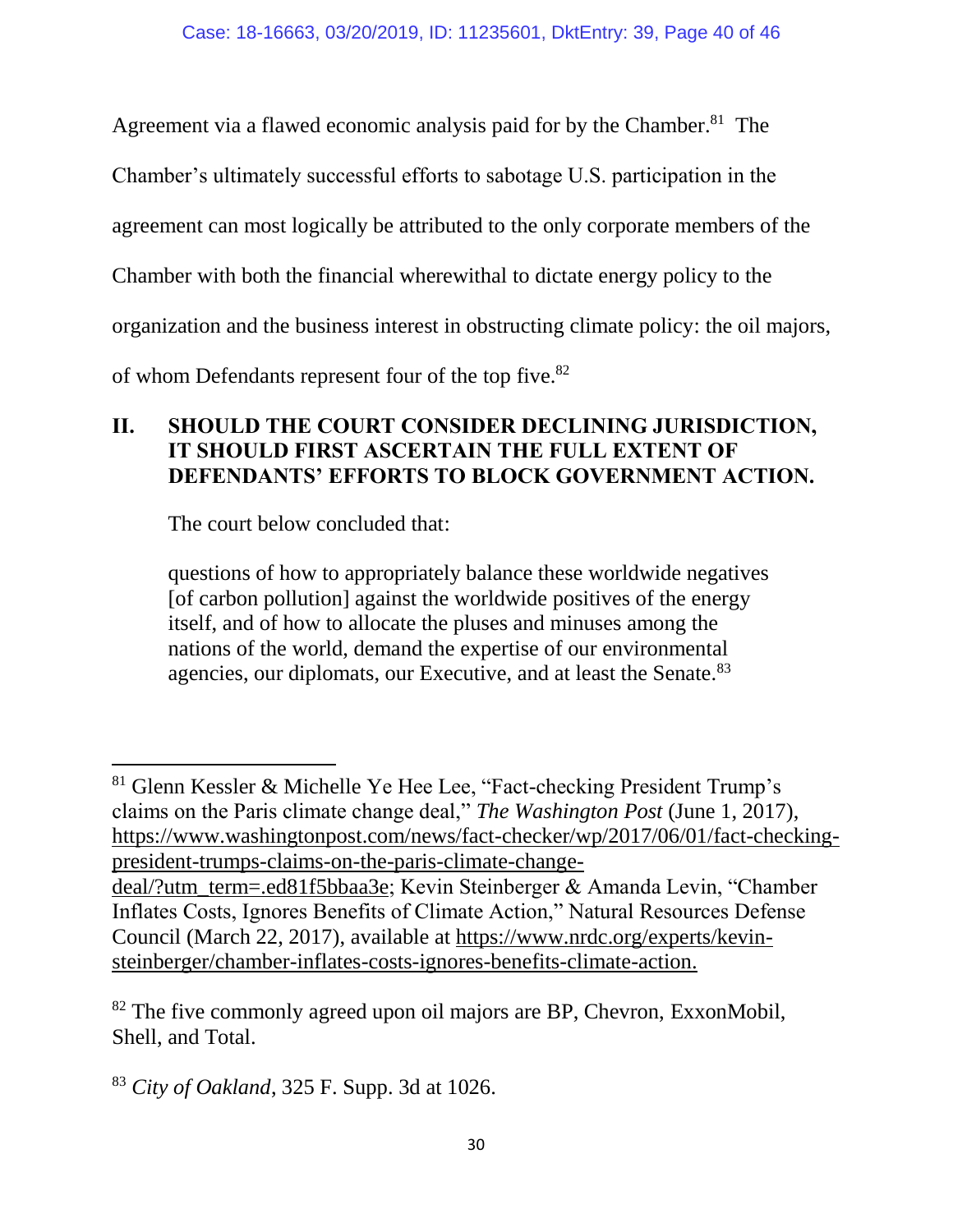Agreement via a flawed economic analysis paid for by the Chamber.[81] The Chamber's ultimately successful efforts to sabotage U.S. participation in the agreement can most logically be attributed to the only corporate members of the Chamber with both the financial wherewithal to dictate energy policy to the organization and the business interest in obstructing climate policy: the oil majors, of whom Defendants represent four of the top five.[82]

## II. SHOULD THE COURT CONSIDER DECLINING JURISDICTION, IT SHOULD FIRST ASCERTAIN THE FULL EXTENT OF DEFENDANTS' EFFORTS TO BLOCK GOVERNMENT ACTION.

The court below concluded that:

> questions of how to appropriately balance these worldwide negatives [of carbon pollution] against the worldwide positives of the energy itself, and of how to allocate the pluses and minuses among the nations of the world, demand the expertise of our environmental agencies, our diplomats, our Executive, and at least the Senate.[83]

---

[81] Glenn Kessler & Michelle Ye Hee Lee, "Fact-checking President Trump's claims on the Paris climate change deal," *The Washington Post* (June 1, 2017), https://www.washingtonpost.com/news/fact-checker/wp/2017/06/01/fact-checking-president-trumps-claims-on-the-paris-climate-change-deal/?utm_term=.ed81f5bbaa3e; Kevin Steinberger & Amanda Levin, "Chamber Inflates Costs, Ignores Benefits of Climate Action," Natural Resources Defense Council (March 22, 2017), available at https://www.nrdc.org/experts/kevin-steinberger/chamber-inflates-costs-ignores-benefits-climate-action.

[82] The five commonly agreed upon oil majors are BP, Chevron, ExxonMobil, Shell, and Total.

[83] *City of Oakland*, 325 F. Supp. 3d at 1026.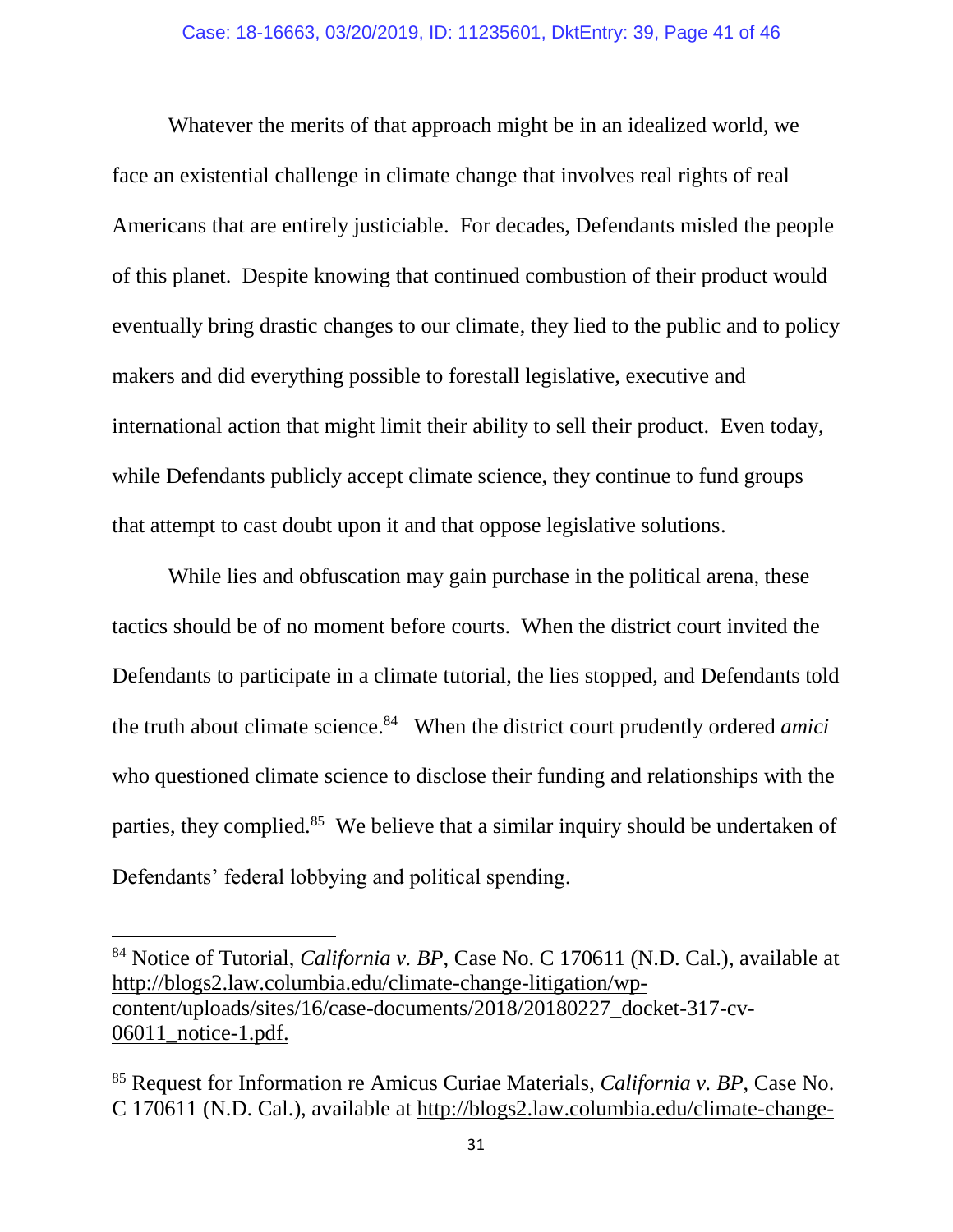Whatever the merits of that approach might be in an idealized world, we face an existential challenge in climate change that involves real rights of real Americans that are entirely justiciable. For decades, Defendants misled the people of this planet. Despite knowing that continued combustion of their product would eventually bring drastic changes to our climate, they lied to the public and to policy makers and did everything possible to forestall legislative, executive and international action that might limit their ability to sell their product. Even today, while Defendants publicly accept climate science, they continue to fund groups that attempt to cast doubt upon it and that oppose legislative solutions.

While lies and obfuscation may gain purchase in the political arena, these tactics should be of no moment before courts. When the district court invited the Defendants to participate in a climate tutorial, the lies stopped, and Defendants told the truth about climate science.[84] When the district court prudently ordered *amici* who questioned climate science to disclose their funding and relationships with the parties, they complied.[85] We believe that a similar inquiry should be undertaken of Defendants' federal lobbying and political spending.

---

[84] Notice of Tutorial, *California v. BP*, Case No. C 170611 (N.D. Cal.), available at http://blogs2.law.columbia.edu/climate-change-litigation/wp-content/uploads/sites/16/case-documents/2018/20180227_docket-317-cv-06011_notice-1.pdf.

[85] Request for Information re Amicus Curiae Materials, *California v. BP*, Case No. C 170611 (N.D. Cal.), available at http://blogs2.law.columbia.edu/climate-change-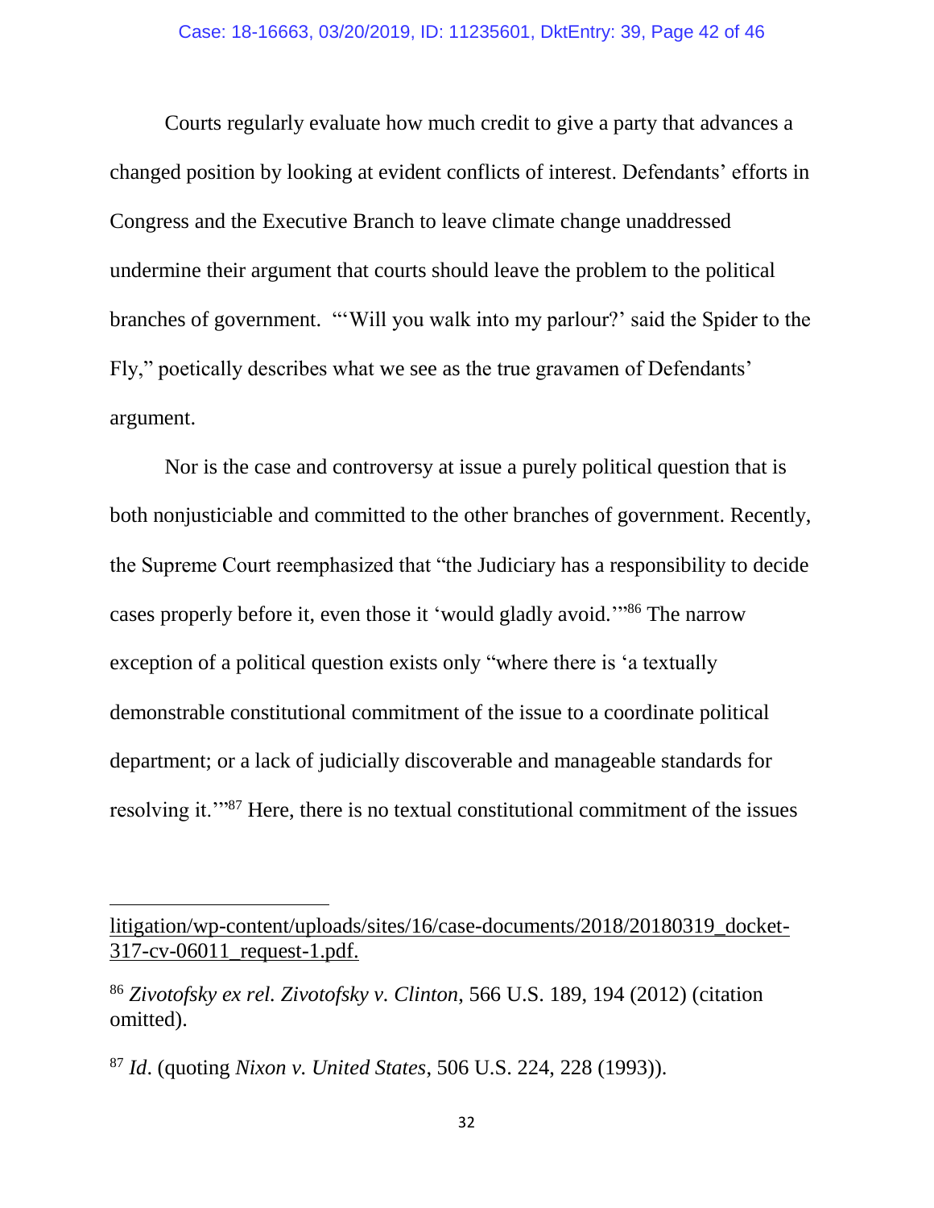Courts regularly evaluate how much credit to give a party that advances a changed position by looking at evident conflicts of interest. Defendants' efforts in Congress and the Executive Branch to leave climate change unaddressed undermine their argument that courts should leave the problem to the political branches of government. "'Will you walk into my parlour?' said the Spider to the Fly," poetically describes what we see as the true gravamen of Defendants' argument.

Nor is the case and controversy at issue a purely political question that is both nonjusticiable and committed to the other branches of government. Recently, the Supreme Court reemphasized that "the Judiciary has a responsibility to decide cases properly before it, even those it 'would gladly avoid.'"[86] The narrow exception of a political question exists only "where there is 'a textually demonstrable constitutional commitment of the issue to a coordinate political department; or a lack of judicially discoverable and manageable standards for resolving it.'"[87] Here, there is no textual constitutional commitment of the issues

---

litigation/wp-content/uploads/sites/16/case-documents/2018/20180319_docket-317-cv-06011_request-1.pdf.

[86] *Zivotofsky ex rel. Zivotofsky v. Clinton*, 566 U.S. 189, 194 (2012) (citation omitted).

[87] *Id*. (quoting *Nixon v. United States*, 506 U.S. 224, 228 (1993)).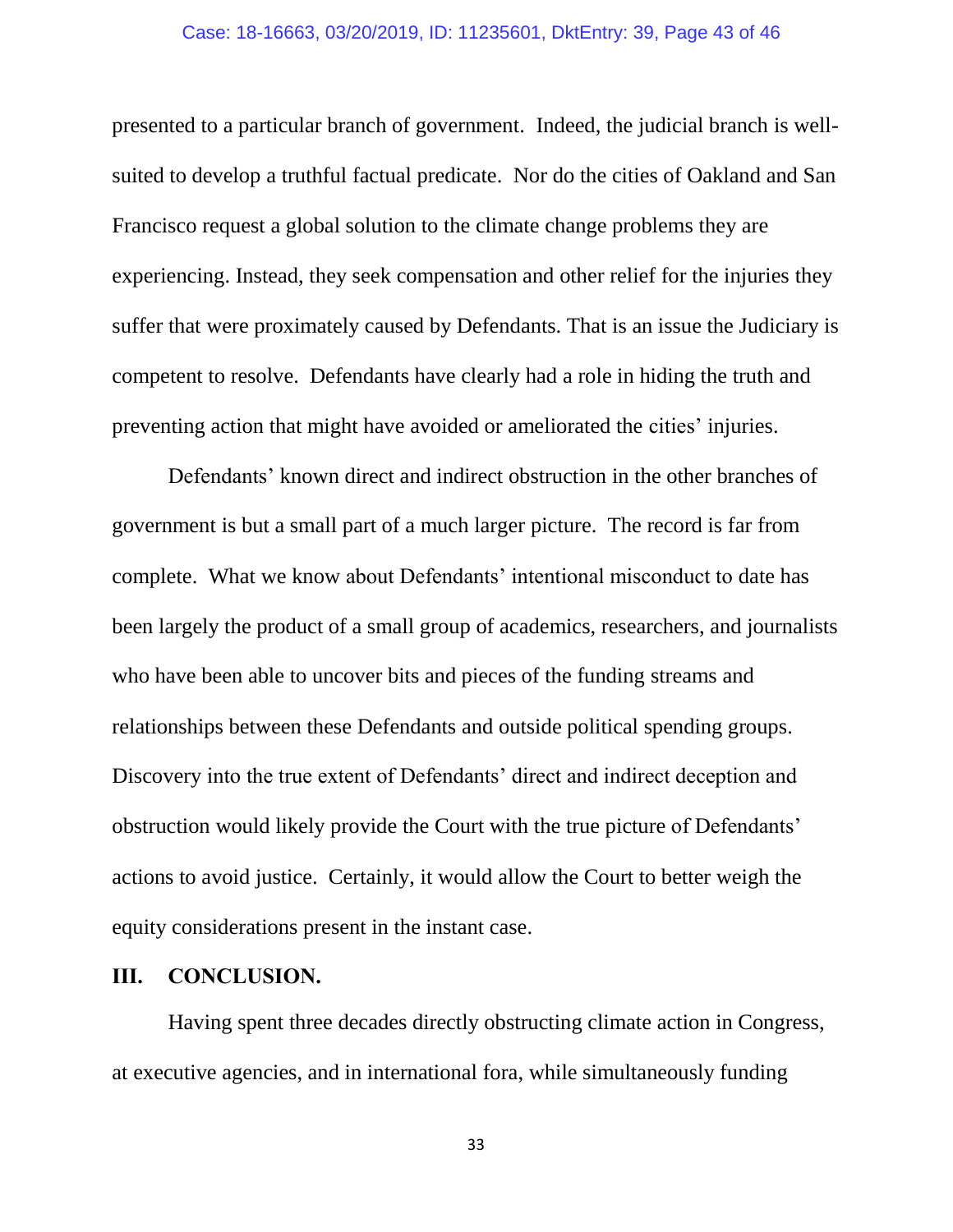presented to a particular branch of government. Indeed, the judicial branch is well-suited to develop a truthful factual predicate. Nor do the cities of Oakland and San Francisco request a global solution to the climate change problems they are experiencing. Instead, they seek compensation and other relief for the injuries they suffer that were proximately caused by Defendants. That is an issue the Judiciary is competent to resolve. Defendants have clearly had a role in hiding the truth and preventing action that might have avoided or ameliorated the cities' injuries.

Defendants' known direct and indirect obstruction in the other branches of government is but a small part of a much larger picture. The record is far from complete. What we know about Defendants' intentional misconduct to date has been largely the product of a small group of academics, researchers, and journalists who have been able to uncover bits and pieces of the funding streams and relationships between these Defendants and outside political spending groups. Discovery into the true extent of Defendants' direct and indirect deception and obstruction would likely provide the Court with the true picture of Defendants' actions to avoid justice. Certainly, it would allow the Court to better weigh the equity considerations present in the instant case.

## III. CONCLUSION.

Having spent three decades directly obstructing climate action in Congress, at executive agencies, and in international fora, while simultaneously funding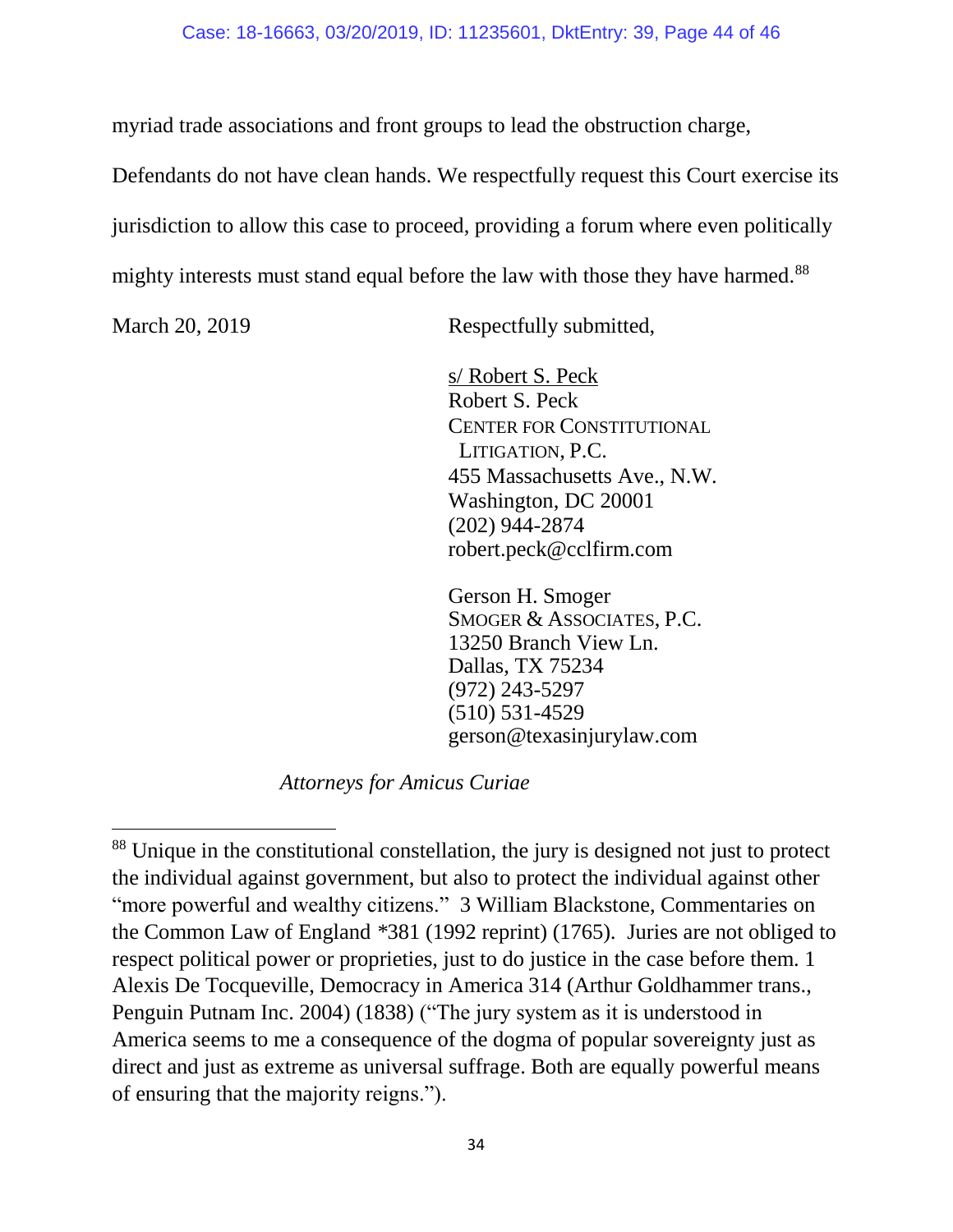myriad trade associations and front groups to lead the obstruction charge, Defendants do not have clean hands. We respectfully request this Court exercise its jurisdiction to allow this case to proceed, providing a forum where even politically mighty interests must stand equal before the law with those they have harmed.[88]

March 20, 2019

Respectfully submitted,

s/ Robert S. Peck
Robert S. Peck
CENTER FOR CONSTITUTIONAL LITIGATION, P.C.
455 Massachusetts Ave., N.W.
Washington, DC 20001
(202) 944-2874
robert.peck@cclfirm.com

Gerson H. Smoger
SMOGER & ASSOCIATES, P.C.
13250 Branch View Ln.
Dallas, TX 75234
(972) 243-5297
(510) 531-4529
gerson@texasinjurylaw.com

*Attorneys for Amicus Curiae*

---

[88] Unique in the constitutional constellation, the jury is designed not just to protect the individual against government, but also to protect the individual against other "more powerful and wealthy citizens." 3 William Blackstone, Commentaries on the Common Law of England *381 (1992 reprint) (1765). Juries are not obliged to respect political power or proprieties, just to do justice in the case before them. 1 Alexis De Tocqueville, Democracy in America 314 (Arthur Goldhammer trans., Penguin Putnam Inc. 2004) (1838) ("The jury system as it is understood in America seems to me a consequence of the dogma of popular sovereignty just as direct and just as extreme as universal suffrage. Both are equally powerful means of ensuring that the majority reigns.").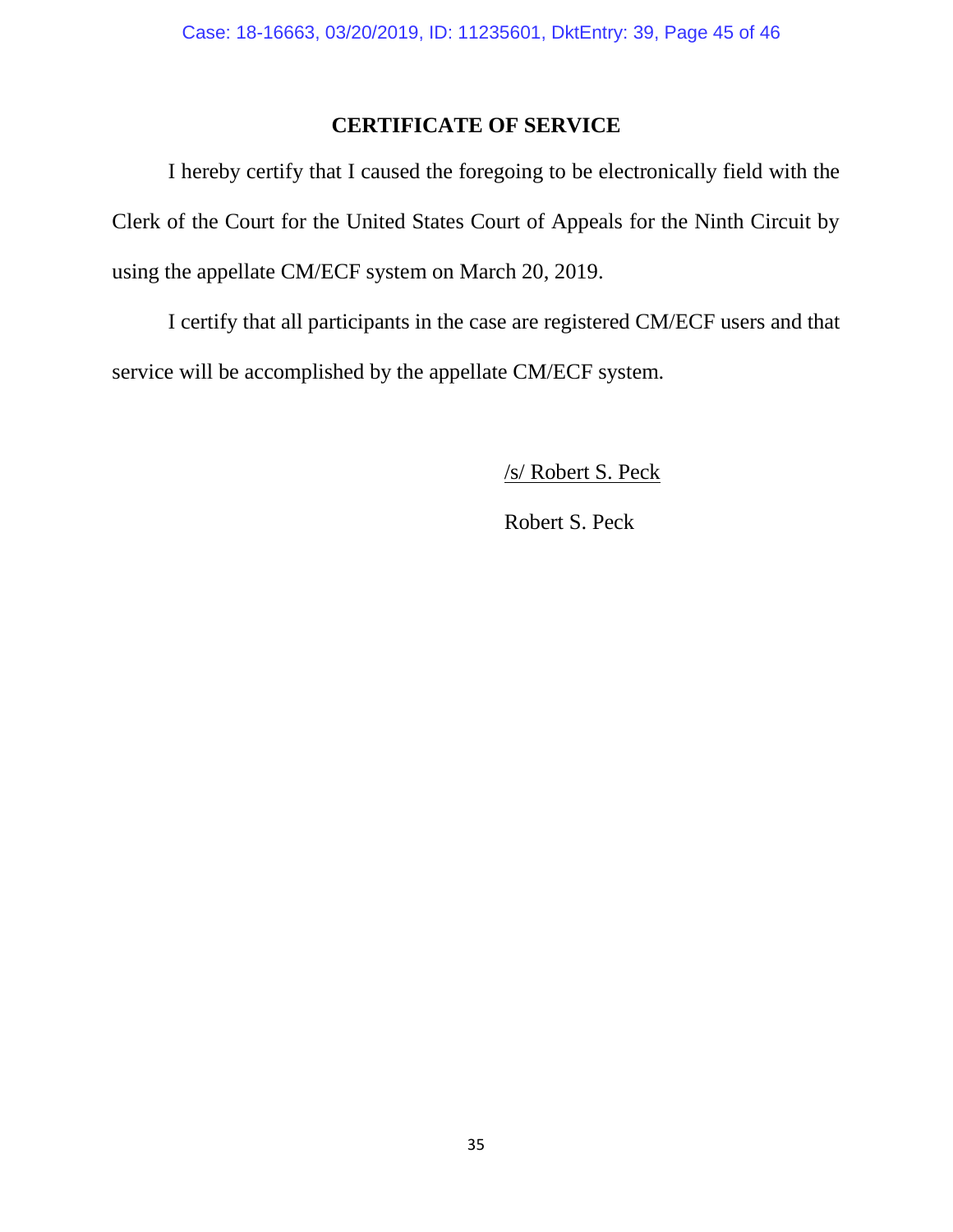## CERTIFICATE OF SERVICE

I hereby certify that I caused the foregoing to be electronically field with the Clerk of the Court for the United States Court of Appeals for the Ninth Circuit by using the appellate CM/ECF system on March 20, 2019.

I certify that all participants in the case are registered CM/ECF users and that service will be accomplished by the appellate CM/ECF system.

/s/ Robert S. Peck

Robert S. Peck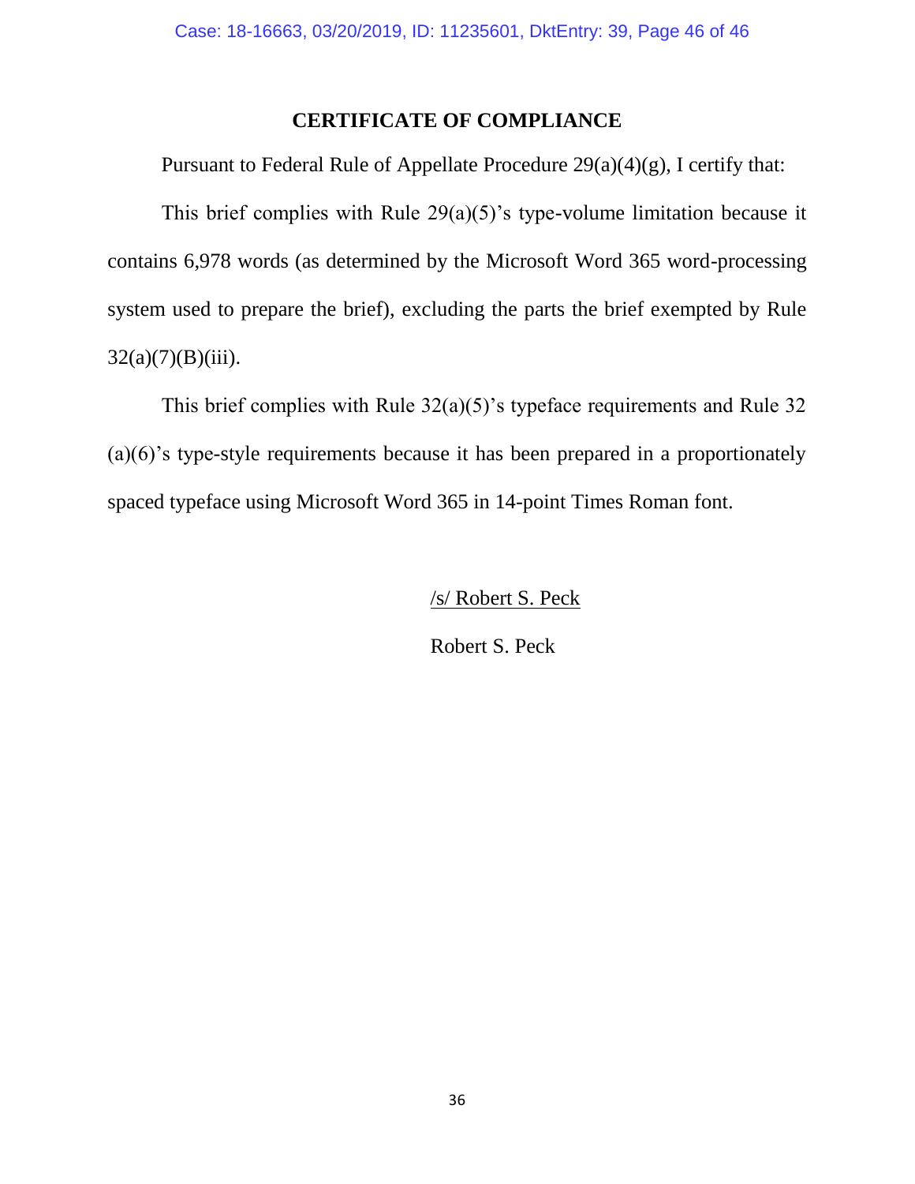## CERTIFICATE OF COMPLIANCE

Pursuant to Federal Rule of Appellate Procedure 29(a)(4)(g), I certify that:

This brief complies with Rule 29(a)(5)'s type-volume limitation because it contains 6,978 words (as determined by the Microsoft Word 365 word-processing system used to prepare the brief), excluding the parts the brief exempted by Rule 32(a)(7)(B)(iii).

This brief complies with Rule 32(a)(5)'s typeface requirements and Rule 32 (a)(6)'s type-style requirements because it has been prepared in a proportionately spaced typeface using Microsoft Word 365 in 14-point Times Roman font.

/s/ Robert S. Peck

Robert S. Peck